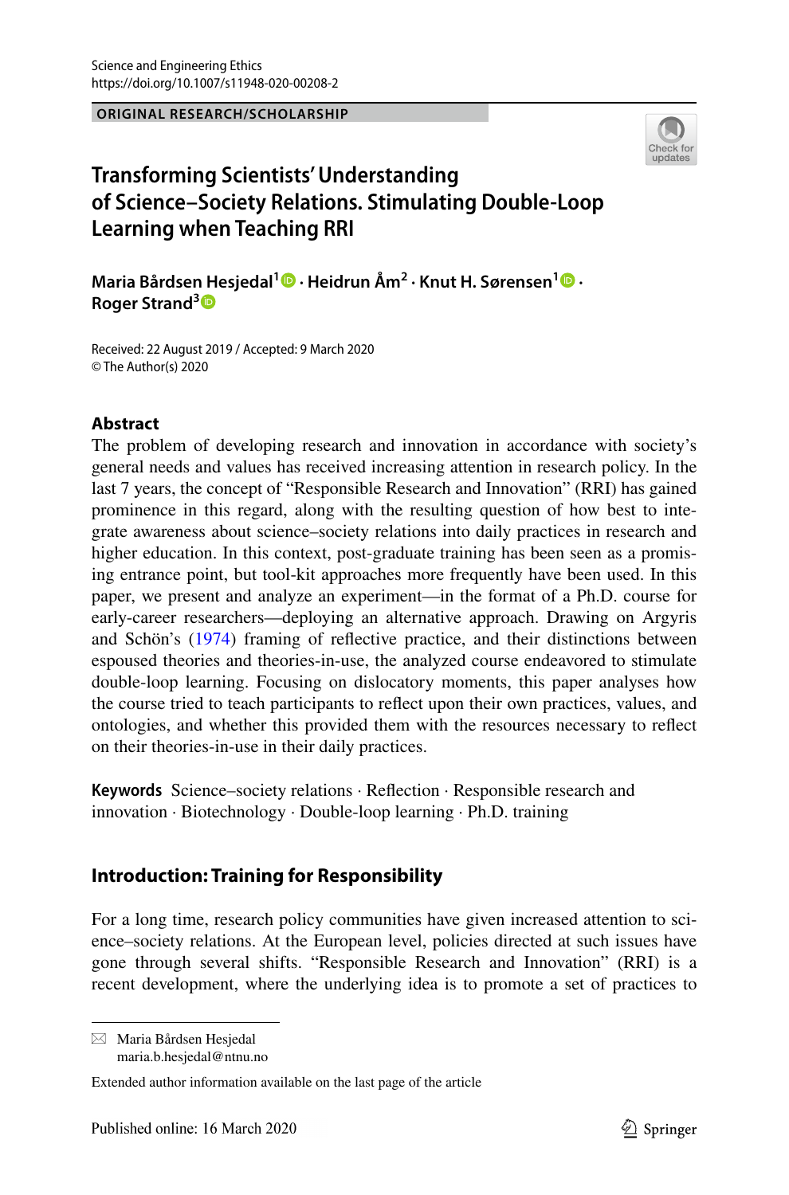Science and Engineering Ethics
https://doi.org/10.1007/s11948-020-00208-2

**ORIGINAL RESEARCH/SCHOLARSHIP**

# Transforming Scientists' Understanding of Science–Society Relations. Stimulating Double-Loop Learning when Teaching RRI

**Maria Bårdsen Hesjedal[1] · Heidrun Åm[2] · Knut H. Sørensen[1] · Roger Strand[3]**

Received: 22 August 2019 / Accepted: 9 March 2020
© The Author(s) 2020

## Abstract

The problem of developing research and innovation in accordance with society's general needs and values has received increasing attention in research policy. In the last 7 years, the concept of "Responsible Research and Innovation" (RRI) has gained prominence in this regard, along with the resulting question of how best to integrate awareness about science–society relations into daily practices in research and higher education. In this context, post-graduate training has been seen as a promising entrance point, but tool-kit approaches more frequently have been used. In this paper, we present and analyze an experiment—in the format of a Ph.D. course for early-career researchers—deploying an alternative approach. Drawing on Argyris and Schön's (1974) framing of reflective practice, and their distinctions between espoused theories and theories-in-use, the analyzed course endeavored to stimulate double-loop learning. Focusing on dislocatory moments, this paper analyses how the course tried to teach participants to reflect upon their own practices, values, and ontologies, and whether this provided them with the resources necessary to reflect on their theories-in-use in their daily practices.

**Keywords** Science–society relations · Reflection · Responsible research and innovation · Biotechnology · Double-loop learning · Ph.D. training

## Introduction: Training for Responsibility

For a long time, research policy communities have given increased attention to science–society relations. At the European level, policies directed at such issues have gone through several shifts. "Responsible Research and Innovation" (RRI) is a recent development, where the underlying idea is to promote a set of practices to

---

✉ Maria Bårdsen Hesjedal
maria.b.hesjedal@ntnu.no

Extended author information available on the last page of the article

Published online: 16 March 2020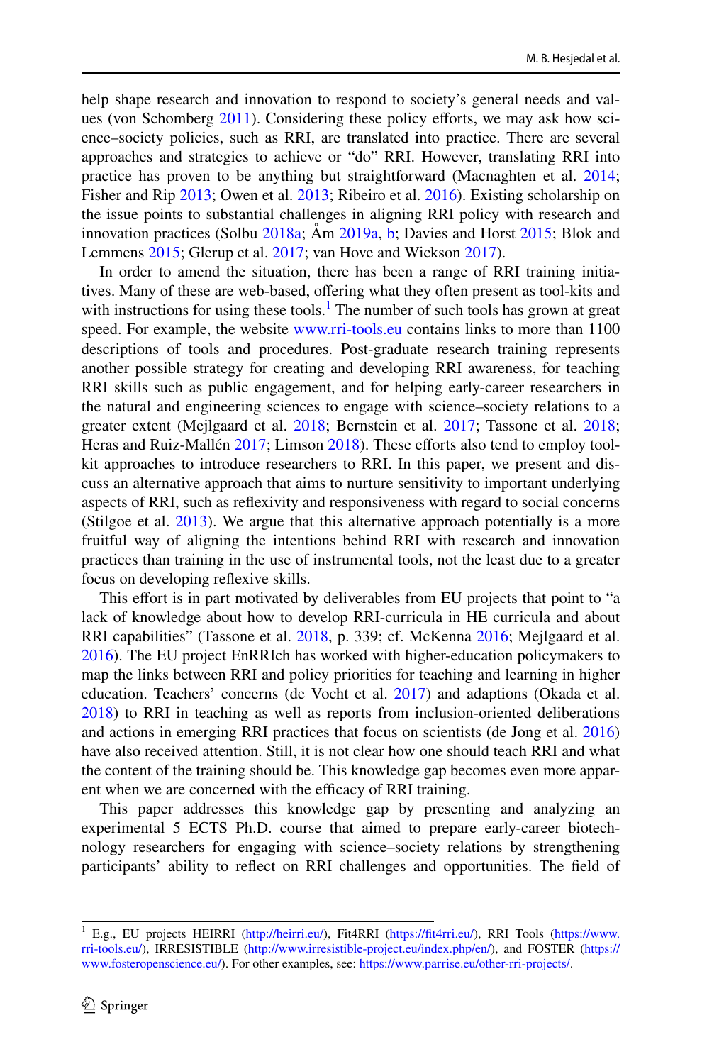help shape research and innovation to respond to society's general needs and values (von Schomberg 2011). Considering these policy efforts, we may ask how science–society policies, such as RRI, are translated into practice. There are several approaches and strategies to achieve or "do" RRI. However, translating RRI into practice has proven to be anything but straightforward (Macnaghten et al. 2014; Fisher and Rip 2013; Owen et al. 2013; Ribeiro et al. 2016). Existing scholarship on the issue points to substantial challenges in aligning RRI policy with research and innovation practices (Solbu 2018a; Åm 2019a, b; Davies and Horst 2015; Blok and Lemmens 2015; Glerup et al. 2017; van Hove and Wickson 2017).

In order to amend the situation, there has been a range of RRI training initiatives. Many of these are web-based, offering what they often present as tool-kits and with instructions for using these tools.[1] The number of such tools has grown at great speed. For example, the website www.rri-tools.eu contains links to more than 1100 descriptions of tools and procedures. Post-graduate research training represents another possible strategy for creating and developing RRI awareness, for teaching RRI skills such as public engagement, and for helping early-career researchers in the natural and engineering sciences to engage with science–society relations to a greater extent (Mejlgaard et al. 2018; Bernstein et al. 2017; Tassone et al. 2018; Heras and Ruiz-Mallén 2017; Limson 2018). These efforts also tend to employ toolkit approaches to introduce researchers to RRI. In this paper, we present and discuss an alternative approach that aims to nurture sensitivity to important underlying aspects of RRI, such as reflexivity and responsiveness with regard to social concerns (Stilgoe et al. 2013). We argue that this alternative approach potentially is a more fruitful way of aligning the intentions behind RRI with research and innovation practices than training in the use of instrumental tools, not the least due to a greater focus on developing reflexive skills.

This effort is in part motivated by deliverables from EU projects that point to "a lack of knowledge about how to develop RRI-curricula in HE curricula and about RRI capabilities" (Tassone et al. 2018, p. 339; cf. McKenna 2016; Mejlgaard et al. 2016). The EU project EnRRIch has worked with higher-education policymakers to map the links between RRI and policy priorities for teaching and learning in higher education. Teachers' concerns (de Vocht et al. 2017) and adaptions (Okada et al. 2018) to RRI in teaching as well as reports from inclusion-oriented deliberations and actions in emerging RRI practices that focus on scientists (de Jong et al. 2016) have also received attention. Still, it is not clear how one should teach RRI and what the content of the training should be. This knowledge gap becomes even more apparent when we are concerned with the efficacy of RRI training.

This paper addresses this knowledge gap by presenting and analyzing an experimental 5 ECTS Ph.D. course that aimed to prepare early-career biotechnology researchers for engaging with science–society relations by strengthening participants' ability to reflect on RRI challenges and opportunities. The field of

---

[1] E.g., EU projects HEIRRI (http://heirri.eu/), Fit4RRI (https://fit4rri.eu/), RRI Tools (https://www.rri-tools.eu/), IRRESISTIBLE (http://www.irresistible-project.eu/index.php/en/), and FOSTER (https://www.fosteropenscience.eu/). For other examples, see: https://www.parrise.eu/other-rri-projects/.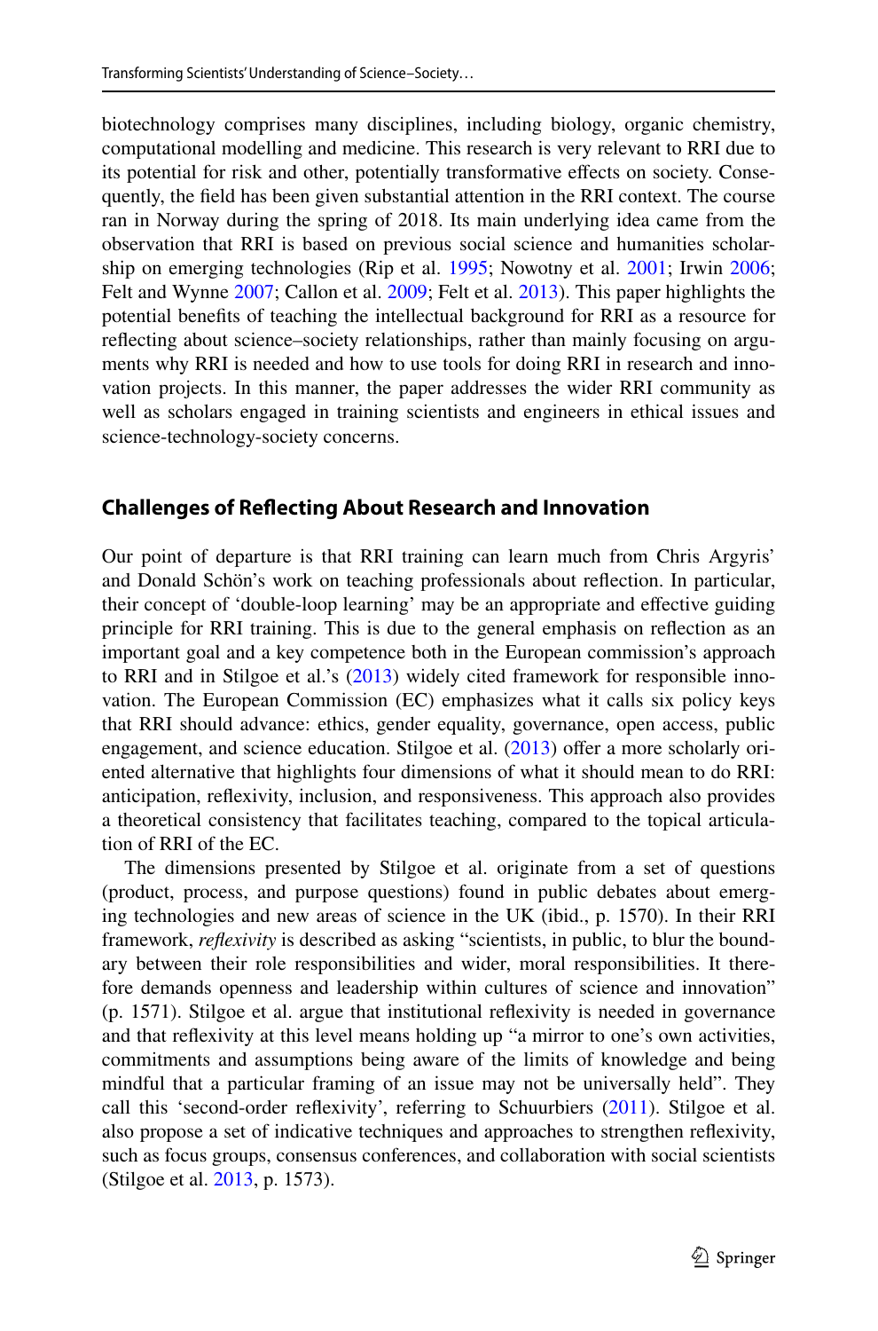biotechnology comprises many disciplines, including biology, organic chemistry, computational modelling and medicine. This research is very relevant to RRI due to its potential for risk and other, potentially transformative effects on society. Consequently, the field has been given substantial attention in the RRI context. The course ran in Norway during the spring of 2018. Its main underlying idea came from the observation that RRI is based on previous social science and humanities scholarship on emerging technologies (Rip et al. 1995; Nowotny et al. 2001; Irwin 2006; Felt and Wynne 2007; Callon et al. 2009; Felt et al. 2013). This paper highlights the potential benefits of teaching the intellectual background for RRI as a resource for reflecting about science–society relationships, rather than mainly focusing on arguments why RRI is needed and how to use tools for doing RRI in research and innovation projects. In this manner, the paper addresses the wider RRI community as well as scholars engaged in training scientists and engineers in ethical issues and science-technology-society concerns.

## Challenges of Reflecting About Research and Innovation

Our point of departure is that RRI training can learn much from Chris Argyris' and Donald Schön's work on teaching professionals about reflection. In particular, their concept of 'double-loop learning' may be an appropriate and effective guiding principle for RRI training. This is due to the general emphasis on reflection as an important goal and a key competence both in the European commission's approach to RRI and in Stilgoe et al.'s (2013) widely cited framework for responsible innovation. The European Commission (EC) emphasizes what it calls six policy keys that RRI should advance: ethics, gender equality, governance, open access, public engagement, and science education. Stilgoe et al. (2013) offer a more scholarly oriented alternative that highlights four dimensions of what it should mean to do RRI: anticipation, reflexivity, inclusion, and responsiveness. This approach also provides a theoretical consistency that facilitates teaching, compared to the topical articulation of RRI of the EC.

The dimensions presented by Stilgoe et al. originate from a set of questions (product, process, and purpose questions) found in public debates about emerging technologies and new areas of science in the UK (ibid., p. 1570). In their RRI framework, *reflexivity* is described as asking "scientists, in public, to blur the boundary between their role responsibilities and wider, moral responsibilities. It therefore demands openness and leadership within cultures of science and innovation" (p. 1571). Stilgoe et al. argue that institutional reflexivity is needed in governance and that reflexivity at this level means holding up "a mirror to one's own activities, commitments and assumptions being aware of the limits of knowledge and being mindful that a particular framing of an issue may not be universally held". They call this 'second-order reflexivity', referring to Schuurbiers (2011). Stilgoe et al. also propose a set of indicative techniques and approaches to strengthen reflexivity, such as focus groups, consensus conferences, and collaboration with social scientists (Stilgoe et al. 2013, p. 1573).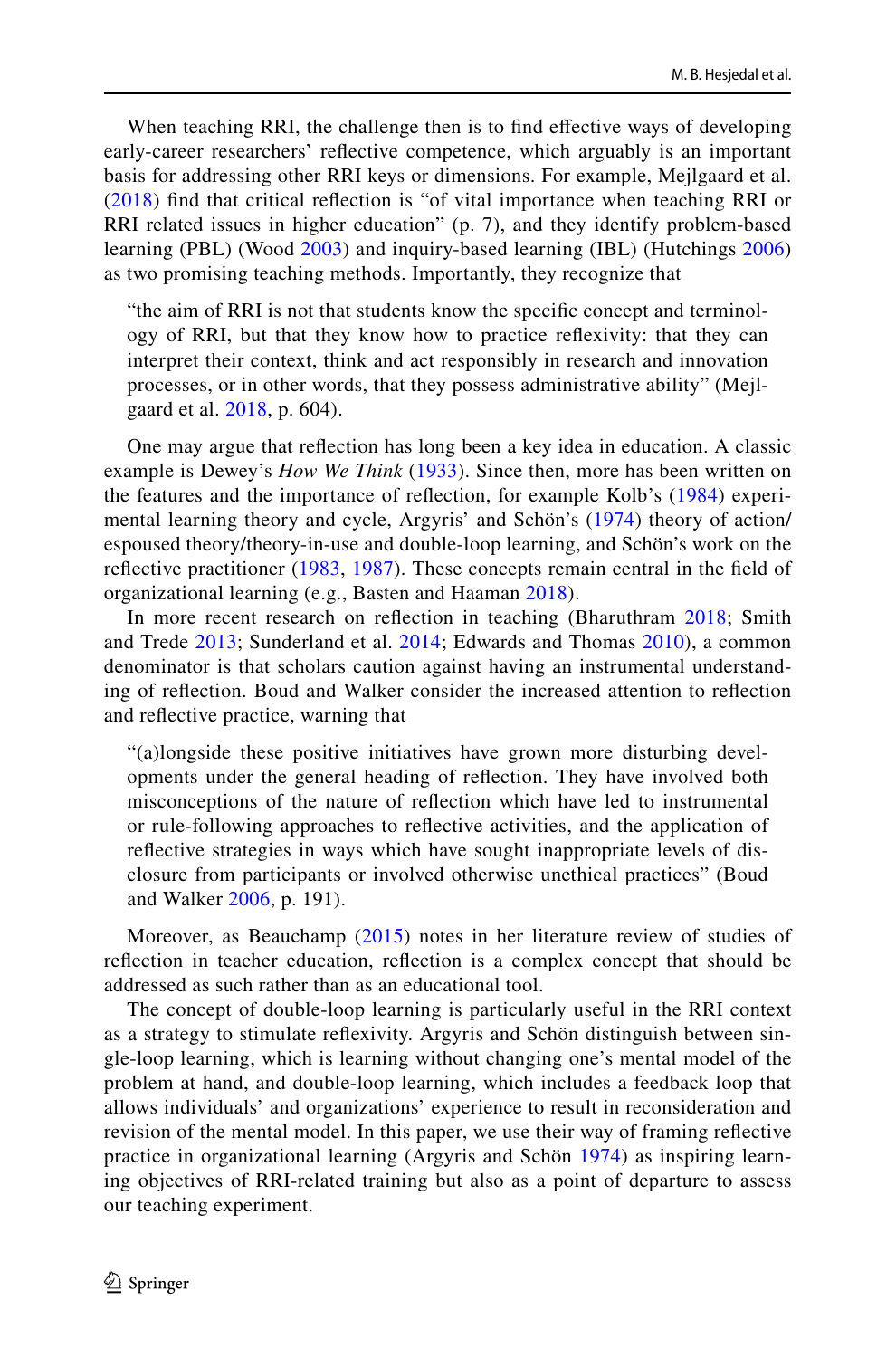When teaching RRI, the challenge then is to find effective ways of developing early-career researchers' reflective competence, which arguably is an important basis for addressing other RRI keys or dimensions. For example, Mejlgaard et al. (2018) find that critical reflection is "of vital importance when teaching RRI or RRI related issues in higher education" (p. 7), and they identify problem-based learning (PBL) (Wood 2003) and inquiry-based learning (IBL) (Hutchings 2006) as two promising teaching methods. Importantly, they recognize that

> "the aim of RRI is not that students know the specific concept and terminology of RRI, but that they know how to practice reflexivity: that they can interpret their context, think and act responsibly in research and innovation processes, or in other words, that they possess administrative ability" (Mejlgaard et al. 2018, p. 604).

One may argue that reflection has long been a key idea in education. A classic example is Dewey's *How We Think* (1933). Since then, more has been written on the features and the importance of reflection, for example Kolb's (1984) experimental learning theory and cycle, Argyris' and Schön's (1974) theory of action/espoused theory/theory-in-use and double-loop learning, and Schön's work on the reflective practitioner (1983, 1987). These concepts remain central in the field of organizational learning (e.g., Basten and Haaman 2018).

In more recent research on reflection in teaching (Bharuthram 2018; Smith and Trede 2013; Sunderland et al. 2014; Edwards and Thomas 2010), a common denominator is that scholars caution against having an instrumental understanding of reflection. Boud and Walker consider the increased attention to reflection and reflective practice, warning that

> "(a)longside these positive initiatives have grown more disturbing developments under the general heading of reflection. They have involved both misconceptions of the nature of reflection which have led to instrumental or rule-following approaches to reflective activities, and the application of reflective strategies in ways which have sought inappropriate levels of disclosure from participants or involved otherwise unethical practices" (Boud and Walker 2006, p. 191).

Moreover, as Beauchamp (2015) notes in her literature review of studies of reflection in teacher education, reflection is a complex concept that should be addressed as such rather than as an educational tool.

The concept of double-loop learning is particularly useful in the RRI context as a strategy to stimulate reflexivity. Argyris and Schön distinguish between single-loop learning, which is learning without changing one's mental model of the problem at hand, and double-loop learning, which includes a feedback loop that allows individuals' and organizations' experience to result in reconsideration and revision of the mental model. In this paper, we use their way of framing reflective practice in organizational learning (Argyris and Schön 1974) as inspiring learning objectives of RRI-related training but also as a point of departure to assess our teaching experiment.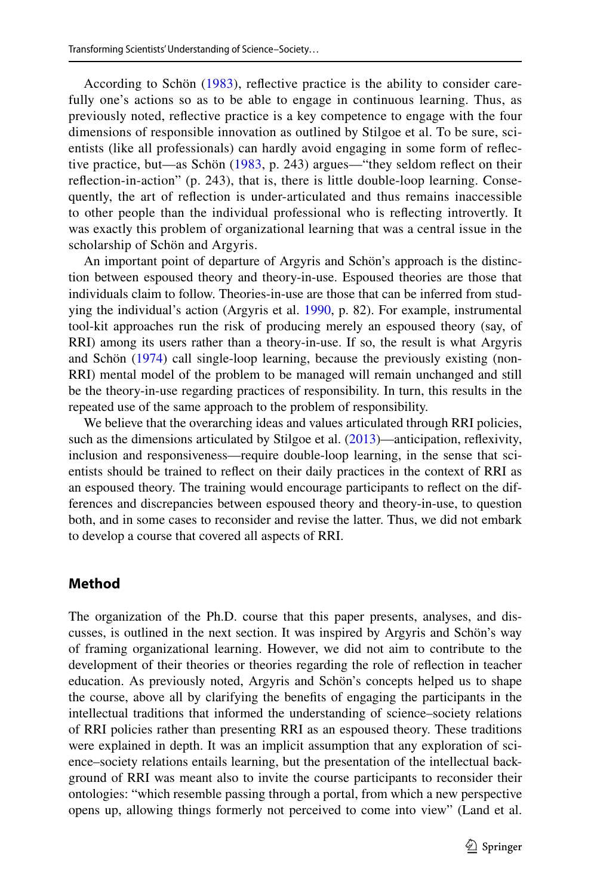According to Schön (1983), reflective practice is the ability to consider carefully one's actions so as to be able to engage in continuous learning. Thus, as previously noted, reflective practice is a key competence to engage with the four dimensions of responsible innovation as outlined by Stilgoe et al. To be sure, scientists (like all professionals) can hardly avoid engaging in some form of reflective practice, but—as Schön (1983, p. 243) argues—"they seldom reflect on their reflection-in-action" (p. 243), that is, there is little double-loop learning. Consequently, the art of reflection is under-articulated and thus remains inaccessible to other people than the individual professional who is reflecting introvertly. It was exactly this problem of organizational learning that was a central issue in the scholarship of Schön and Argyris.

An important point of departure of Argyris and Schön's approach is the distinction between espoused theory and theory-in-use. Espoused theories are those that individuals claim to follow. Theories-in-use are those that can be inferred from studying the individual's action (Argyris et al. 1990, p. 82). For example, instrumental tool-kit approaches run the risk of producing merely an espoused theory (say, of RRI) among its users rather than a theory-in-use. If so, the result is what Argyris and Schön (1974) call single-loop learning, because the previously existing (non-RRI) mental model of the problem to be managed will remain unchanged and still be the theory-in-use regarding practices of responsibility. In turn, this results in the repeated use of the same approach to the problem of responsibility.

We believe that the overarching ideas and values articulated through RRI policies, such as the dimensions articulated by Stilgoe et al. (2013)—anticipation, reflexivity, inclusion and responsiveness—require double-loop learning, in the sense that scientists should be trained to reflect on their daily practices in the context of RRI as an espoused theory. The training would encourage participants to reflect on the differences and discrepancies between espoused theory and theory-in-use, to question both, and in some cases to reconsider and revise the latter. Thus, we did not embark to develop a course that covered all aspects of RRI.

## Method

The organization of the Ph.D. course that this paper presents, analyses, and discusses, is outlined in the next section. It was inspired by Argyris and Schön's way of framing organizational learning. However, we did not aim to contribute to the development of their theories or theories regarding the role of reflection in teacher education. As previously noted, Argyris and Schön's concepts helped us to shape the course, above all by clarifying the benefits of engaging the participants in the intellectual traditions that informed the understanding of science–society relations of RRI policies rather than presenting RRI as an espoused theory. These traditions were explained in depth. It was an implicit assumption that any exploration of science–society relations entails learning, but the presentation of the intellectual background of RRI was meant also to invite the course participants to reconsider their ontologies: "which resemble passing through a portal, from which a new perspective opens up, allowing things formerly not perceived to come into view" (Land et al.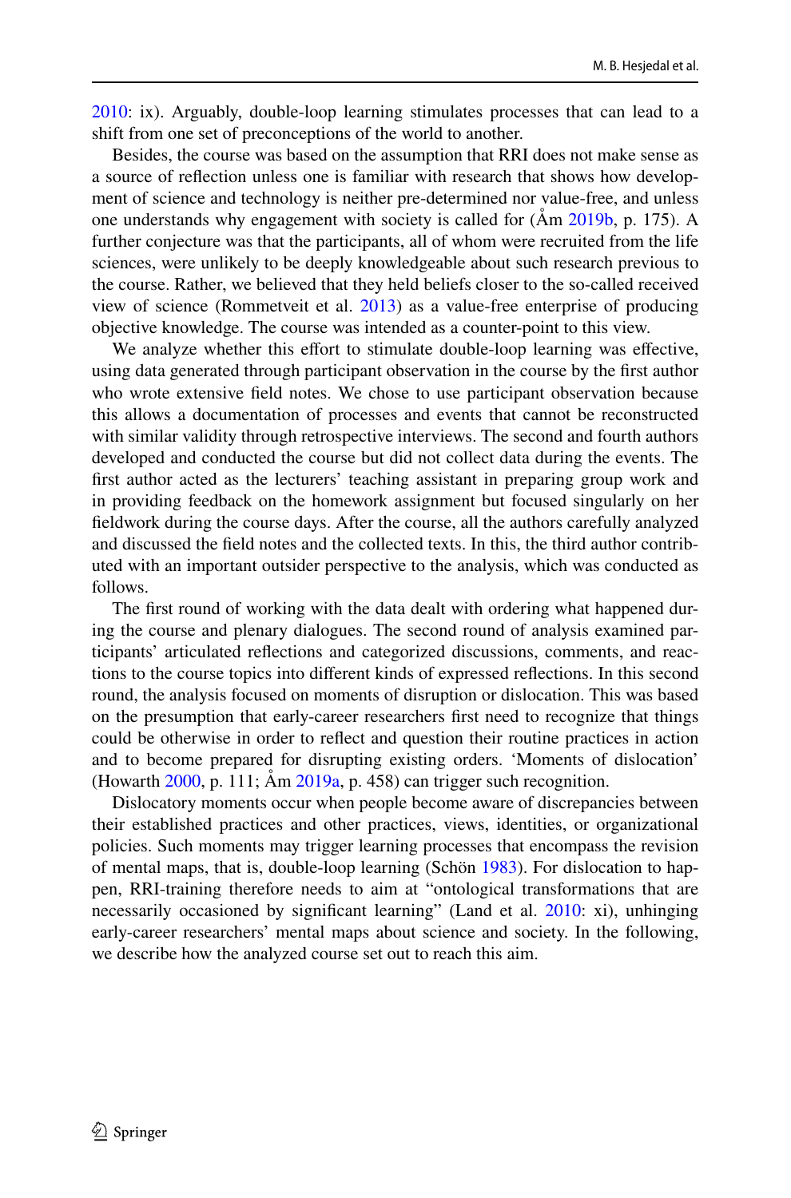2010: ix). Arguably, double-loop learning stimulates processes that can lead to a shift from one set of preconceptions of the world to another.

Besides, the course was based on the assumption that RRI does not make sense as a source of reflection unless one is familiar with research that shows how development of science and technology is neither pre-determined nor value-free, and unless one understands why engagement with society is called for (Åm 2019b, p. 175). A further conjecture was that the participants, all of whom were recruited from the life sciences, were unlikely to be deeply knowledgeable about such research previous to the course. Rather, we believed that they held beliefs closer to the so-called received view of science (Rommetveit et al. 2013) as a value-free enterprise of producing objective knowledge. The course was intended as a counter-point to this view.

We analyze whether this effort to stimulate double-loop learning was effective, using data generated through participant observation in the course by the first author who wrote extensive field notes. We chose to use participant observation because this allows a documentation of processes and events that cannot be reconstructed with similar validity through retrospective interviews. The second and fourth authors developed and conducted the course but did not collect data during the events. The first author acted as the lecturers' teaching assistant in preparing group work and in providing feedback on the homework assignment but focused singularly on her fieldwork during the course days. After the course, all the authors carefully analyzed and discussed the field notes and the collected texts. In this, the third author contributed with an important outsider perspective to the analysis, which was conducted as follows.

The first round of working with the data dealt with ordering what happened during the course and plenary dialogues. The second round of analysis examined participants' articulated reflections and categorized discussions, comments, and reactions to the course topics into different kinds of expressed reflections. In this second round, the analysis focused on moments of disruption or dislocation. This was based on the presumption that early-career researchers first need to recognize that things could be otherwise in order to reflect and question their routine practices in action and to become prepared for disrupting existing orders. 'Moments of dislocation' (Howarth 2000, p. 111; Åm 2019a, p. 458) can trigger such recognition.

Dislocatory moments occur when people become aware of discrepancies between their established practices and other practices, views, identities, or organizational policies. Such moments may trigger learning processes that encompass the revision of mental maps, that is, double-loop learning (Schön 1983). For dislocation to happen, RRI-training therefore needs to aim at "ontological transformations that are necessarily occasioned by significant learning" (Land et al. 2010: xi), unhinging early-career researchers' mental maps about science and society. In the following, we describe how the analyzed course set out to reach this aim.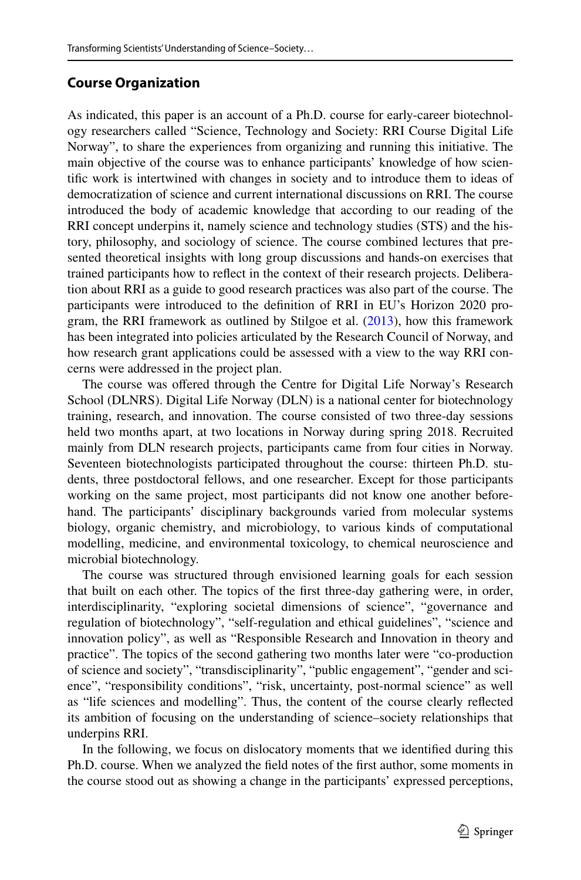## Course Organization

As indicated, this paper is an account of a Ph.D. course for early-career biotechnology researchers called "Science, Technology and Society: RRI Course Digital Life Norway", to share the experiences from organizing and running this initiative. The main objective of the course was to enhance participants' knowledge of how scientific work is intertwined with changes in society and to introduce them to ideas of democratization of science and current international discussions on RRI. The course introduced the body of academic knowledge that according to our reading of the RRI concept underpins it, namely science and technology studies (STS) and the history, philosophy, and sociology of science. The course combined lectures that presented theoretical insights with long group discussions and hands-on exercises that trained participants how to reflect in the context of their research projects. Deliberation about RRI as a guide to good research practices was also part of the course. The participants were introduced to the definition of RRI in EU's Horizon 2020 program, the RRI framework as outlined by Stilgoe et al. (2013), how this framework has been integrated into policies articulated by the Research Council of Norway, and how research grant applications could be assessed with a view to the way RRI concerns were addressed in the project plan.

The course was offered through the Centre for Digital Life Norway's Research School (DLNRS). Digital Life Norway (DLN) is a national center for biotechnology training, research, and innovation. The course consisted of two three-day sessions held two months apart, at two locations in Norway during spring 2018. Recruited mainly from DLN research projects, participants came from four cities in Norway. Seventeen biotechnologists participated throughout the course: thirteen Ph.D. students, three postdoctoral fellows, and one researcher. Except for those participants working on the same project, most participants did not know one another beforehand. The participants' disciplinary backgrounds varied from molecular systems biology, organic chemistry, and microbiology, to various kinds of computational modelling, medicine, and environmental toxicology, to chemical neuroscience and microbial biotechnology.

The course was structured through envisioned learning goals for each session that built on each other. The topics of the first three-day gathering were, in order, interdisciplinarity, "exploring societal dimensions of science", "governance and regulation of biotechnology", "self-regulation and ethical guidelines", "science and innovation policy", as well as "Responsible Research and Innovation in theory and practice". The topics of the second gathering two months later were "co-production of science and society", "transdisciplinarity", "public engagement", "gender and science", "responsibility conditions", "risk, uncertainty, post-normal science" as well as "life sciences and modelling". Thus, the content of the course clearly reflected its ambition of focusing on the understanding of science–society relationships that underpins RRI.

In the following, we focus on dislocatory moments that we identified during this Ph.D. course. When we analyzed the field notes of the first author, some moments in the course stood out as showing a change in the participants' expressed perceptions,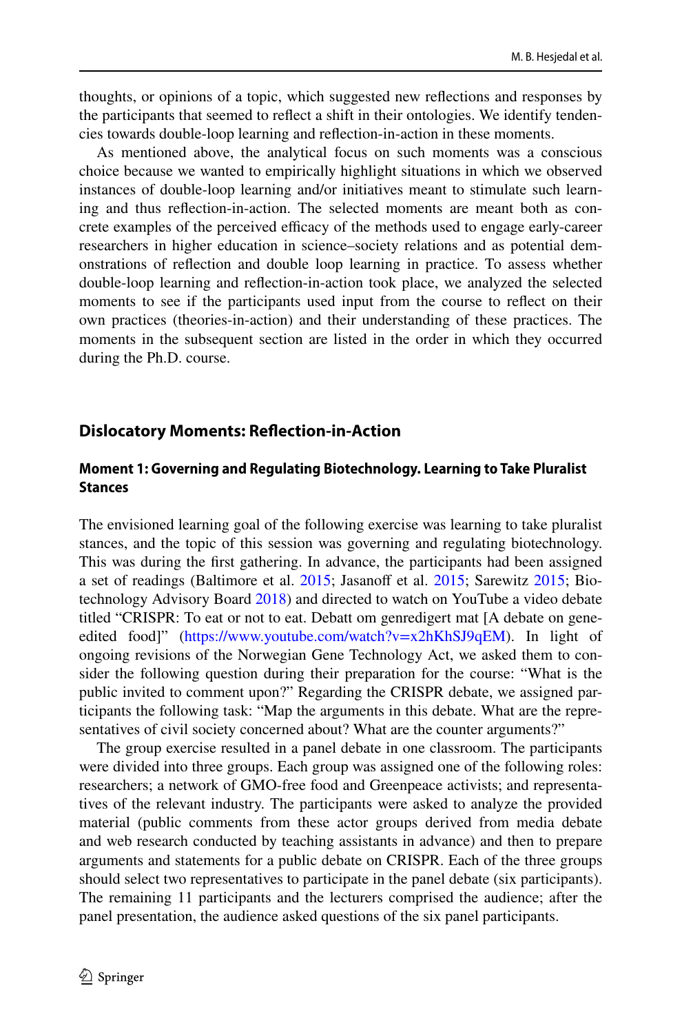thoughts, or opinions of a topic, which suggested new reflections and responses by the participants that seemed to reflect a shift in their ontologies. We identify tendencies towards double-loop learning and reflection-in-action in these moments.

As mentioned above, the analytical focus on such moments was a conscious choice because we wanted to empirically highlight situations in which we observed instances of double-loop learning and/or initiatives meant to stimulate such learning and thus reflection-in-action. The selected moments are meant both as concrete examples of the perceived efficacy of the methods used to engage early-career researchers in higher education in science–society relations and as potential demonstrations of reflection and double loop learning in practice. To assess whether double-loop learning and reflection-in-action took place, we analyzed the selected moments to see if the participants used input from the course to reflect on their own practices (theories-in-action) and their understanding of these practices. The moments in the subsequent section are listed in the order in which they occurred during the Ph.D. course.

## Dislocatory Moments: Reflection-in-Action

### Moment 1: Governing and Regulating Biotechnology. Learning to Take Pluralist Stances

The envisioned learning goal of the following exercise was learning to take pluralist stances, and the topic of this session was governing and regulating biotechnology. This was during the first gathering. In advance, the participants had been assigned a set of readings (Baltimore et al. 2015; Jasanoff et al. 2015; Sarewitz 2015; Biotechnology Advisory Board 2018) and directed to watch on YouTube a video debate titled "CRISPR: To eat or not to eat. Debatt om genredigert mat [A debate on gene-edited food]" (https://www.youtube.com/watch?v=x2hKhSJ9qEM). In light of ongoing revisions of the Norwegian Gene Technology Act, we asked them to consider the following question during their preparation for the course: "What is the public invited to comment upon?" Regarding the CRISPR debate, we assigned participants the following task: "Map the arguments in this debate. What are the representatives of civil society concerned about? What are the counter arguments?"

The group exercise resulted in a panel debate in one classroom. The participants were divided into three groups. Each group was assigned one of the following roles: researchers; a network of GMO-free food and Greenpeace activists; and representatives of the relevant industry. The participants were asked to analyze the provided material (public comments from these actor groups derived from media debate and web research conducted by teaching assistants in advance) and then to prepare arguments and statements for a public debate on CRISPR. Each of the three groups should select two representatives to participate in the panel debate (six participants). The remaining 11 participants and the lecturers comprised the audience; after the panel presentation, the audience asked questions of the six panel participants.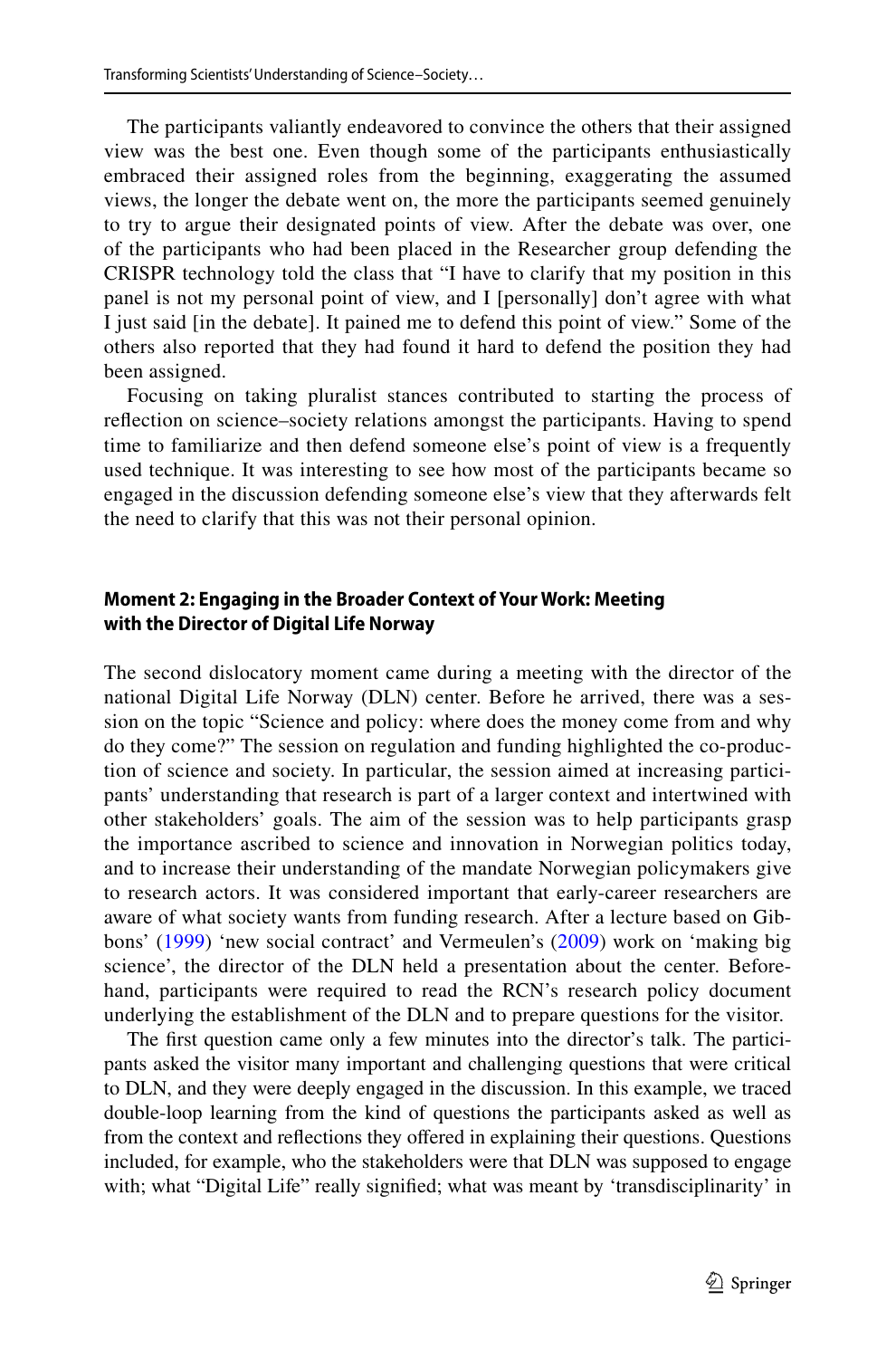The participants valiantly endeavored to convince the others that their assigned view was the best one. Even though some of the participants enthusiastically embraced their assigned roles from the beginning, exaggerating the assumed views, the longer the debate went on, the more the participants seemed genuinely to try to argue their designated points of view. After the debate was over, one of the participants who had been placed in the Researcher group defending the CRISPR technology told the class that "I have to clarify that my position in this panel is not my personal point of view, and I [personally] don't agree with what I just said [in the debate]. It pained me to defend this point of view." Some of the others also reported that they had found it hard to defend the position they had been assigned.

Focusing on taking pluralist stances contributed to starting the process of reflection on science–society relations amongst the participants. Having to spend time to familiarize and then defend someone else's point of view is a frequently used technique. It was interesting to see how most of the participants became so engaged in the discussion defending someone else's view that they afterwards felt the need to clarify that this was not their personal opinion.

#### Moment 2: Engaging in the Broader Context of Your Work: Meeting with the Director of Digital Life Norway

The second dislocatory moment came during a meeting with the director of the national Digital Life Norway (DLN) center. Before he arrived, there was a session on the topic "Science and policy: where does the money come from and why do they come?" The session on regulation and funding highlighted the co-production of science and society. In particular, the session aimed at increasing participants' understanding that research is part of a larger context and intertwined with other stakeholders' goals. The aim of the session was to help participants grasp the importance ascribed to science and innovation in Norwegian politics today, and to increase their understanding of the mandate Norwegian policymakers give to research actors. It was considered important that early-career researchers are aware of what society wants from funding research. After a lecture based on Gibbons' (1999) 'new social contract' and Vermeulen's (2009) work on 'making big science', the director of the DLN held a presentation about the center. Beforehand, participants were required to read the RCN's research policy document underlying the establishment of the DLN and to prepare questions for the visitor.

The first question came only a few minutes into the director's talk. The participants asked the visitor many important and challenging questions that were critical to DLN, and they were deeply engaged in the discussion. In this example, we traced double-loop learning from the kind of questions the participants asked as well as from the context and reflections they offered in explaining their questions. Questions included, for example, who the stakeholders were that DLN was supposed to engage with; what "Digital Life" really signified; what was meant by 'transdisciplinarity' in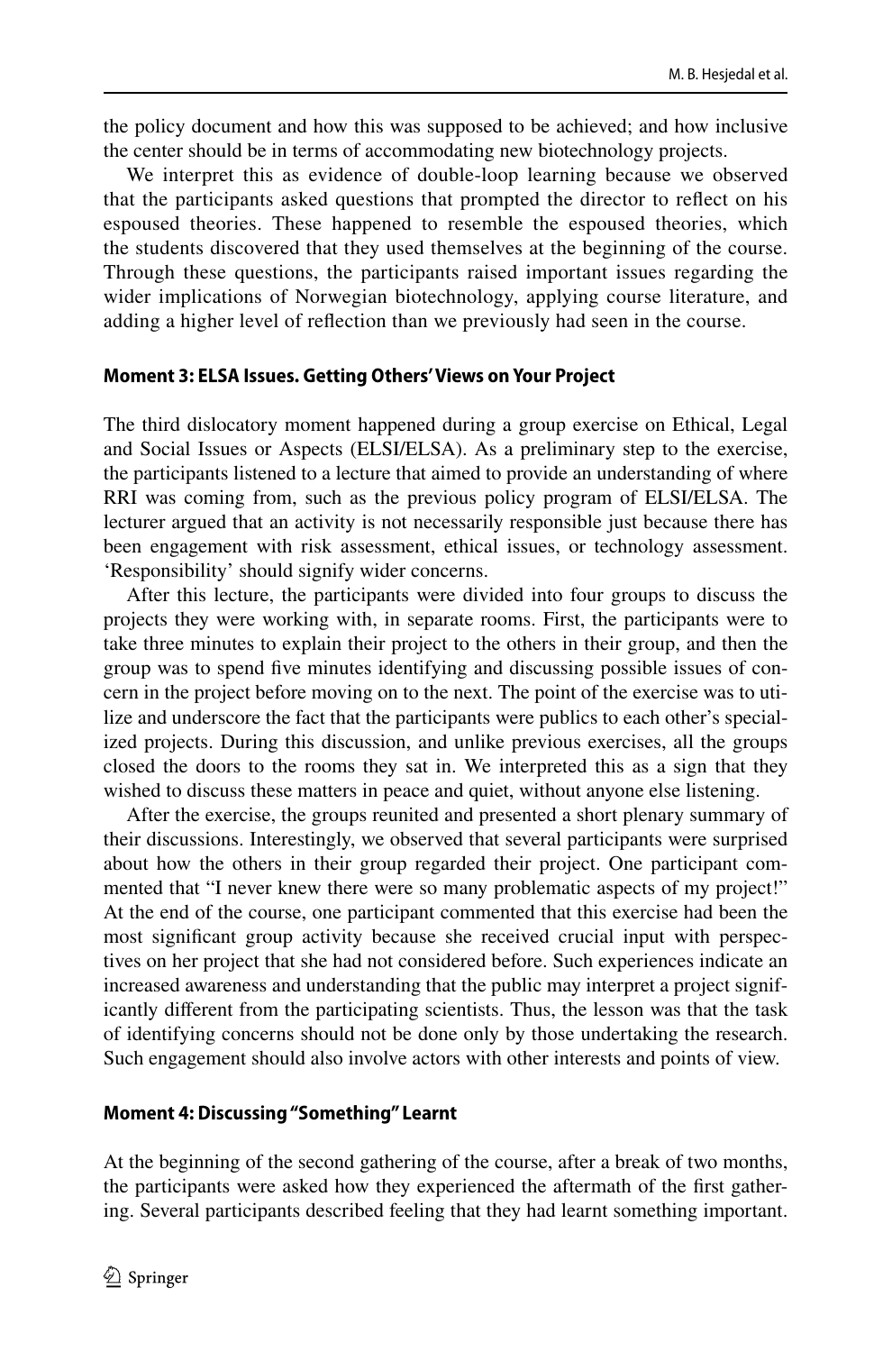the policy document and how this was supposed to be achieved; and how inclusive the center should be in terms of accommodating new biotechnology projects.

We interpret this as evidence of double-loop learning because we observed that the participants asked questions that prompted the director to reflect on his espoused theories. These happened to resemble the espoused theories, which the students discovered that they used themselves at the beginning of the course. Through these questions, the participants raised important issues regarding the wider implications of Norwegian biotechnology, applying course literature, and adding a higher level of reflection than we previously had seen in the course.

### Moment 3: ELSA Issues. Getting Others' Views on Your Project

The third dislocatory moment happened during a group exercise on Ethical, Legal and Social Issues or Aspects (ELSI/ELSA). As a preliminary step to the exercise, the participants listened to a lecture that aimed to provide an understanding of where RRI was coming from, such as the previous policy program of ELSI/ELSA. The lecturer argued that an activity is not necessarily responsible just because there has been engagement with risk assessment, ethical issues, or technology assessment. 'Responsibility' should signify wider concerns.

After this lecture, the participants were divided into four groups to discuss the projects they were working with, in separate rooms. First, the participants were to take three minutes to explain their project to the others in their group, and then the group was to spend five minutes identifying and discussing possible issues of concern in the project before moving on to the next. The point of the exercise was to utilize and underscore the fact that the participants were publics to each other's specialized projects. During this discussion, and unlike previous exercises, all the groups closed the doors to the rooms they sat in. We interpreted this as a sign that they wished to discuss these matters in peace and quiet, without anyone else listening.

After the exercise, the groups reunited and presented a short plenary summary of their discussions. Interestingly, we observed that several participants were surprised about how the others in their group regarded their project. One participant commented that "I never knew there were so many problematic aspects of my project!" At the end of the course, one participant commented that this exercise had been the most significant group activity because she received crucial input with perspectives on her project that she had not considered before. Such experiences indicate an increased awareness and understanding that the public may interpret a project significantly different from the participating scientists. Thus, the lesson was that the task of identifying concerns should not be done only by those undertaking the research. Such engagement should also involve actors with other interests and points of view.

### Moment 4: Discussing "Something" Learnt

At the beginning of the second gathering of the course, after a break of two months, the participants were asked how they experienced the aftermath of the first gathering. Several participants described feeling that they had learnt something important.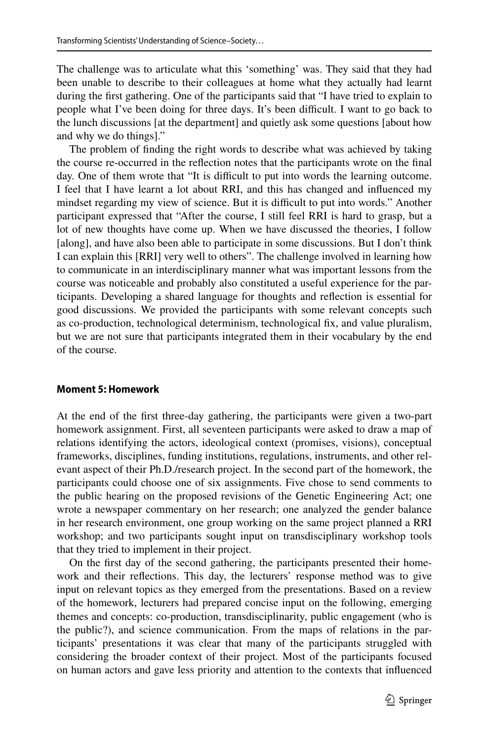The challenge was to articulate what this 'something' was. They said that they had been unable to describe to their colleagues at home what they actually had learnt during the first gathering. One of the participants said that "I have tried to explain to people what I've been doing for three days. It's been difficult. I want to go back to the lunch discussions [at the department] and quietly ask some questions [about how and why we do things]."

The problem of finding the right words to describe what was achieved by taking the course re-occurred in the reflection notes that the participants wrote on the final day. One of them wrote that "It is difficult to put into words the learning outcome. I feel that I have learnt a lot about RRI, and this has changed and influenced my mindset regarding my view of science. But it is difficult to put into words." Another participant expressed that "After the course, I still feel RRI is hard to grasp, but a lot of new thoughts have come up. When we have discussed the theories, I follow [along], and have also been able to participate in some discussions. But I don't think I can explain this [RRI] very well to others". The challenge involved in learning how to communicate in an interdisciplinary manner what was important lessons from the course was noticeable and probably also constituted a useful experience for the participants. Developing a shared language for thoughts and reflection is essential for good discussions. We provided the participants with some relevant concepts such as co-production, technological determinism, technological fix, and value pluralism, but we are not sure that participants integrated them in their vocabulary by the end of the course.

#### Moment 5: Homework

At the end of the first three-day gathering, the participants were given a two-part homework assignment. First, all seventeen participants were asked to draw a map of relations identifying the actors, ideological context (promises, visions), conceptual frameworks, disciplines, funding institutions, regulations, instruments, and other relevant aspect of their Ph.D./research project. In the second part of the homework, the participants could choose one of six assignments. Five chose to send comments to the public hearing on the proposed revisions of the Genetic Engineering Act; one wrote a newspaper commentary on her research; one analyzed the gender balance in her research environment, one group working on the same project planned a RRI workshop; and two participants sought input on transdisciplinary workshop tools that they tried to implement in their project.

On the first day of the second gathering, the participants presented their homework and their reflections. This day, the lecturers' response method was to give input on relevant topics as they emerged from the presentations. Based on a review of the homework, lecturers had prepared concise input on the following, emerging themes and concepts: co-production, transdisciplinarity, public engagement (who is the public?), and science communication. From the maps of relations in the participants' presentations it was clear that many of the participants struggled with considering the broader context of their project. Most of the participants focused on human actors and gave less priority and attention to the contexts that influenced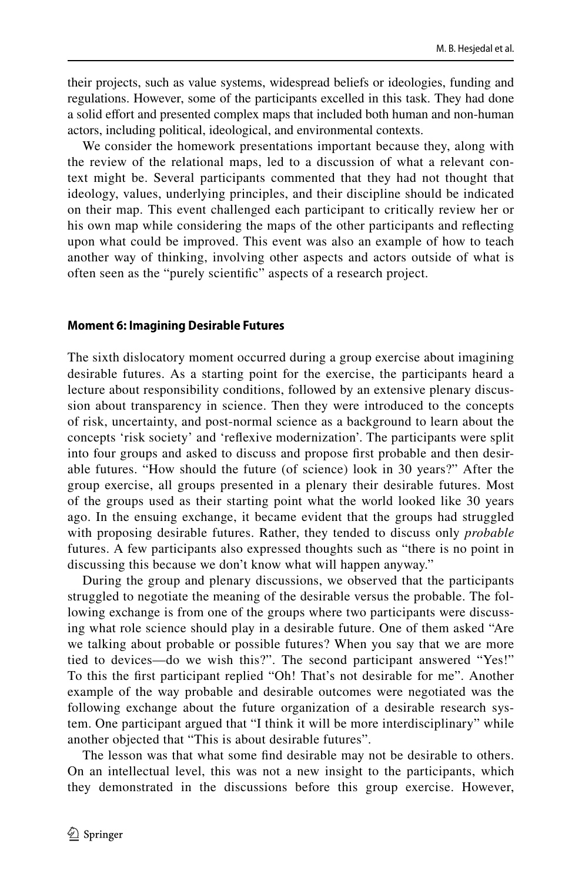their projects, such as value systems, widespread beliefs or ideologies, funding and regulations. However, some of the participants excelled in this task. They had done a solid effort and presented complex maps that included both human and non-human actors, including political, ideological, and environmental contexts.

We consider the homework presentations important because they, along with the review of the relational maps, led to a discussion of what a relevant context might be. Several participants commented that they had not thought that ideology, values, underlying principles, and their discipline should be indicated on their map. This event challenged each participant to critically review her or his own map while considering the maps of the other participants and reflecting upon what could be improved. This event was also an example of how to teach another way of thinking, involving other aspects and actors outside of what is often seen as the "purely scientific" aspects of a research project.

### Moment 6: Imagining Desirable Futures

The sixth dislocatory moment occurred during a group exercise about imagining desirable futures. As a starting point for the exercise, the participants heard a lecture about responsibility conditions, followed by an extensive plenary discussion about transparency in science. Then they were introduced to the concepts of risk, uncertainty, and post-normal science as a background to learn about the concepts 'risk society' and 'reflexive modernization'. The participants were split into four groups and asked to discuss and propose first probable and then desirable futures. "How should the future (of science) look in 30 years?" After the group exercise, all groups presented in a plenary their desirable futures. Most of the groups used as their starting point what the world looked like 30 years ago. In the ensuing exchange, it became evident that the groups had struggled with proposing desirable futures. Rather, they tended to discuss only *probable* futures. A few participants also expressed thoughts such as "there is no point in discussing this because we don't know what will happen anyway."

During the group and plenary discussions, we observed that the participants struggled to negotiate the meaning of the desirable versus the probable. The following exchange is from one of the groups where two participants were discussing what role science should play in a desirable future. One of them asked "Are we talking about probable or possible futures? When you say that we are more tied to devices—do we wish this?". The second participant answered "Yes!" To this the first participant replied "Oh! That's not desirable for me". Another example of the way probable and desirable outcomes were negotiated was the following exchange about the future organization of a desirable research system. One participant argued that "I think it will be more interdisciplinary" while another objected that "This is about desirable futures".

The lesson was that what some find desirable may not be desirable to others. On an intellectual level, this was not a new insight to the participants, which they demonstrated in the discussions before this group exercise. However,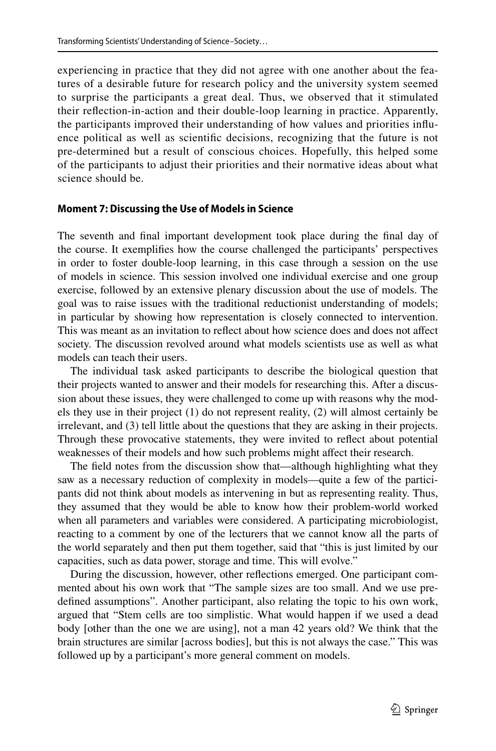experiencing in practice that they did not agree with one another about the features of a desirable future for research policy and the university system seemed to surprise the participants a great deal. Thus, we observed that it stimulated their reflection-in-action and their double-loop learning in practice. Apparently, the participants improved their understanding of how values and priorities influence political as well as scientific decisions, recognizing that the future is not pre-determined but a result of conscious choices. Hopefully, this helped some of the participants to adjust their priorities and their normative ideas about what science should be.

### Moment 7: Discussing the Use of Models in Science

The seventh and final important development took place during the final day of the course. It exemplifies how the course challenged the participants' perspectives in order to foster double-loop learning, in this case through a session on the use of models in science. This session involved one individual exercise and one group exercise, followed by an extensive plenary discussion about the use of models. The goal was to raise issues with the traditional reductionist understanding of models; in particular by showing how representation is closely connected to intervention. This was meant as an invitation to reflect about how science does and does not affect society. The discussion revolved around what models scientists use as well as what models can teach their users.

The individual task asked participants to describe the biological question that their projects wanted to answer and their models for researching this. After a discussion about these issues, they were challenged to come up with reasons why the models they use in their project (1) do not represent reality, (2) will almost certainly be irrelevant, and (3) tell little about the questions that they are asking in their projects. Through these provocative statements, they were invited to reflect about potential weaknesses of their models and how such problems might affect their research.

The field notes from the discussion show that—although highlighting what they saw as a necessary reduction of complexity in models—quite a few of the participants did not think about models as intervening in but as representing reality. Thus, they assumed that they would be able to know how their problem-world worked when all parameters and variables were considered. A participating microbiologist, reacting to a comment by one of the lecturers that we cannot know all the parts of the world separately and then put them together, said that "this is just limited by our capacities, such as data power, storage and time. This will evolve."

During the discussion, however, other reflections emerged. One participant commented about his own work that "The sample sizes are too small. And we use predefined assumptions". Another participant, also relating the topic to his own work, argued that "Stem cells are too simplistic. What would happen if we used a dead body [other than the one we are using], not a man 42 years old? We think that the brain structures are similar [across bodies], but this is not always the case." This was followed up by a participant's more general comment on models.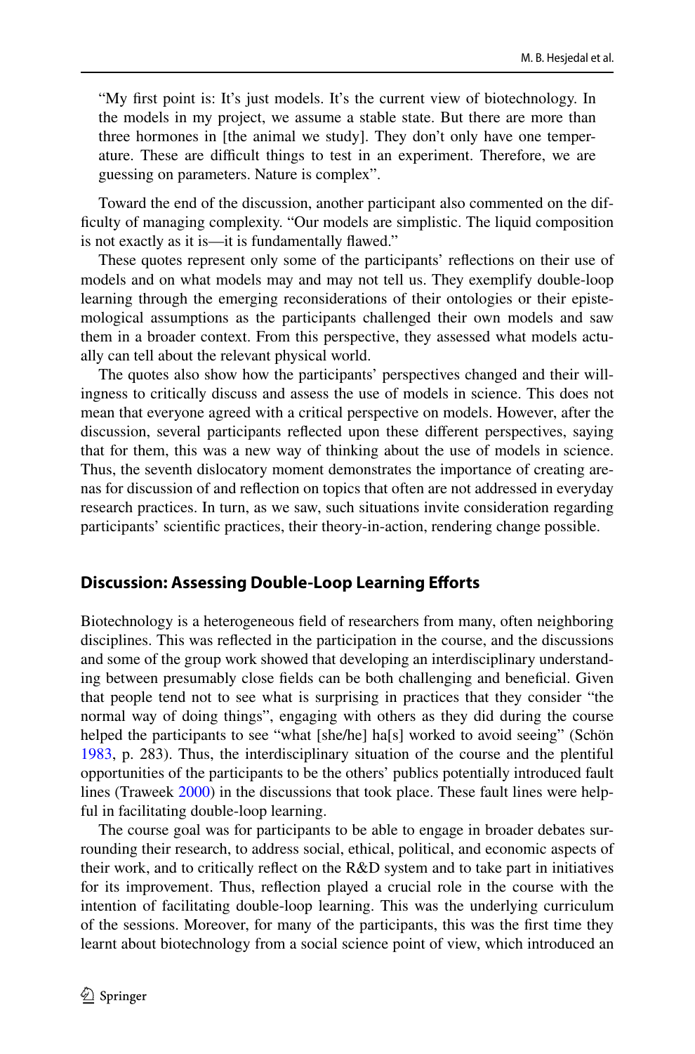> “My first point is: It’s just models. It’s the current view of biotechnology. In the models in my project, we assume a stable state. But there are more than three hormones in [the animal we study]. They don’t only have one temperature. These are difficult things to test in an experiment. Therefore, we are guessing on parameters. Nature is complex”.

Toward the end of the discussion, another participant also commented on the difficulty of managing complexity. “Our models are simplistic. The liquid composition is not exactly as it is—it is fundamentally flawed.”

These quotes represent only some of the participants’ reflections on their use of models and on what models may and may not tell us. They exemplify double-loop learning through the emerging reconsiderations of their ontologies or their epistemological assumptions as the participants challenged their own models and saw them in a broader context. From this perspective, they assessed what models actually can tell about the relevant physical world.

The quotes also show how the participants’ perspectives changed and their willingness to critically discuss and assess the use of models in science. This does not mean that everyone agreed with a critical perspective on models. However, after the discussion, several participants reflected upon these different perspectives, saying that for them, this was a new way of thinking about the use of models in science. Thus, the seventh dislocatory moment demonstrates the importance of creating arenas for discussion of and reflection on topics that often are not addressed in everyday research practices. In turn, as we saw, such situations invite consideration regarding participants’ scientific practices, their theory-in-action, rendering change possible.

## Discussion: Assessing Double-Loop Learning Efforts

Biotechnology is a heterogeneous field of researchers from many, often neighboring disciplines. This was reflected in the participation in the course, and the discussions and some of the group work showed that developing an interdisciplinary understanding between presumably close fields can be both challenging and beneficial. Given that people tend not to see what is surprising in practices that they consider “the normal way of doing things”, engaging with others as they did during the course helped the participants to see “what [she/he] ha[s] worked to avoid seeing” (Schön 1983, p. 283). Thus, the interdisciplinary situation of the course and the plentiful opportunities of the participants to be the others’ publics potentially introduced fault lines (Traweek 2000) in the discussions that took place. These fault lines were helpful in facilitating double-loop learning.

The course goal was for participants to be able to engage in broader debates surrounding their research, to address social, ethical, political, and economic aspects of their work, and to critically reflect on the R&D system and to take part in initiatives for its improvement. Thus, reflection played a crucial role in the course with the intention of facilitating double-loop learning. This was the underlying curriculum of the sessions. Moreover, for many of the participants, this was the first time they learnt about biotechnology from a social science point of view, which introduced an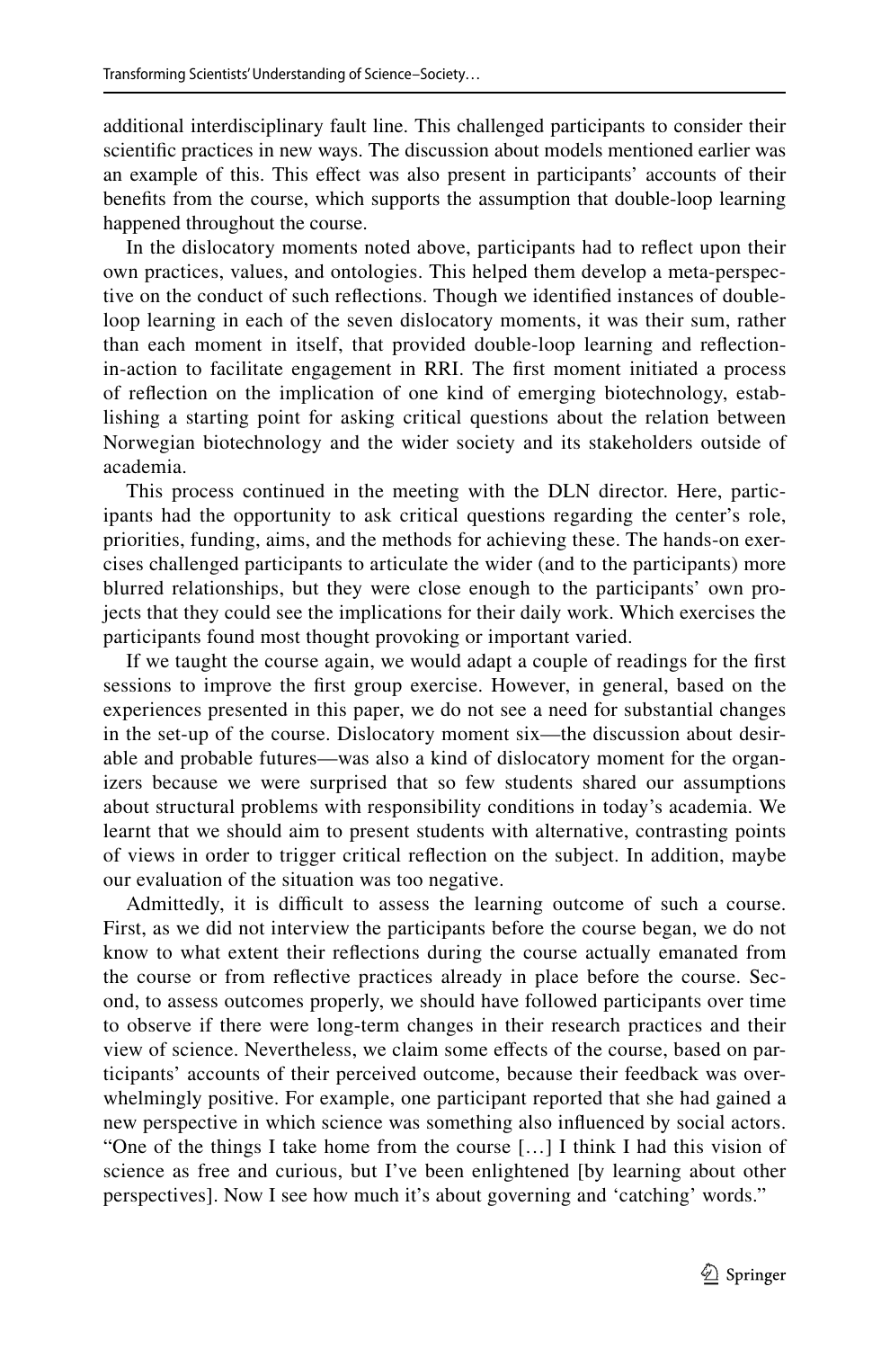additional interdisciplinary fault line. This challenged participants to consider their scientific practices in new ways. The discussion about models mentioned earlier was an example of this. This effect was also present in participants' accounts of their benefits from the course, which supports the assumption that double-loop learning happened throughout the course.

In the dislocatory moments noted above, participants had to reflect upon their own practices, values, and ontologies. This helped them develop a meta-perspective on the conduct of such reflections. Though we identified instances of double-loop learning in each of the seven dislocatory moments, it was their sum, rather than each moment in itself, that provided double-loop learning and reflection-in-action to facilitate engagement in RRI. The first moment initiated a process of reflection on the implication of one kind of emerging biotechnology, establishing a starting point for asking critical questions about the relation between Norwegian biotechnology and the wider society and its stakeholders outside of academia.

This process continued in the meeting with the DLN director. Here, participants had the opportunity to ask critical questions regarding the center's role, priorities, funding, aims, and the methods for achieving these. The hands-on exercises challenged participants to articulate the wider (and to the participants) more blurred relationships, but they were close enough to the participants' own projects that they could see the implications for their daily work. Which exercises the participants found most thought provoking or important varied.

If we taught the course again, we would adapt a couple of readings for the first sessions to improve the first group exercise. However, in general, based on the experiences presented in this paper, we do not see a need for substantial changes in the set-up of the course. Dislocatory moment six—the discussion about desirable and probable futures—was also a kind of dislocatory moment for the organizers because we were surprised that so few students shared our assumptions about structural problems with responsibility conditions in today's academia. We learnt that we should aim to present students with alternative, contrasting points of views in order to trigger critical reflection on the subject. In addition, maybe our evaluation of the situation was too negative.

Admittedly, it is difficult to assess the learning outcome of such a course. First, as we did not interview the participants before the course began, we do not know to what extent their reflections during the course actually emanated from the course or from reflective practices already in place before the course. Second, to assess outcomes properly, we should have followed participants over time to observe if there were long-term changes in their research practices and their view of science. Nevertheless, we claim some effects of the course, based on participants' accounts of their perceived outcome, because their feedback was overwhelmingly positive. For example, one participant reported that she had gained a new perspective in which science was something also influenced by social actors. "One of the things I take home from the course […] I think I had this vision of science as free and curious, but I've been enlightened [by learning about other perspectives]. Now I see how much it's about governing and 'catching' words."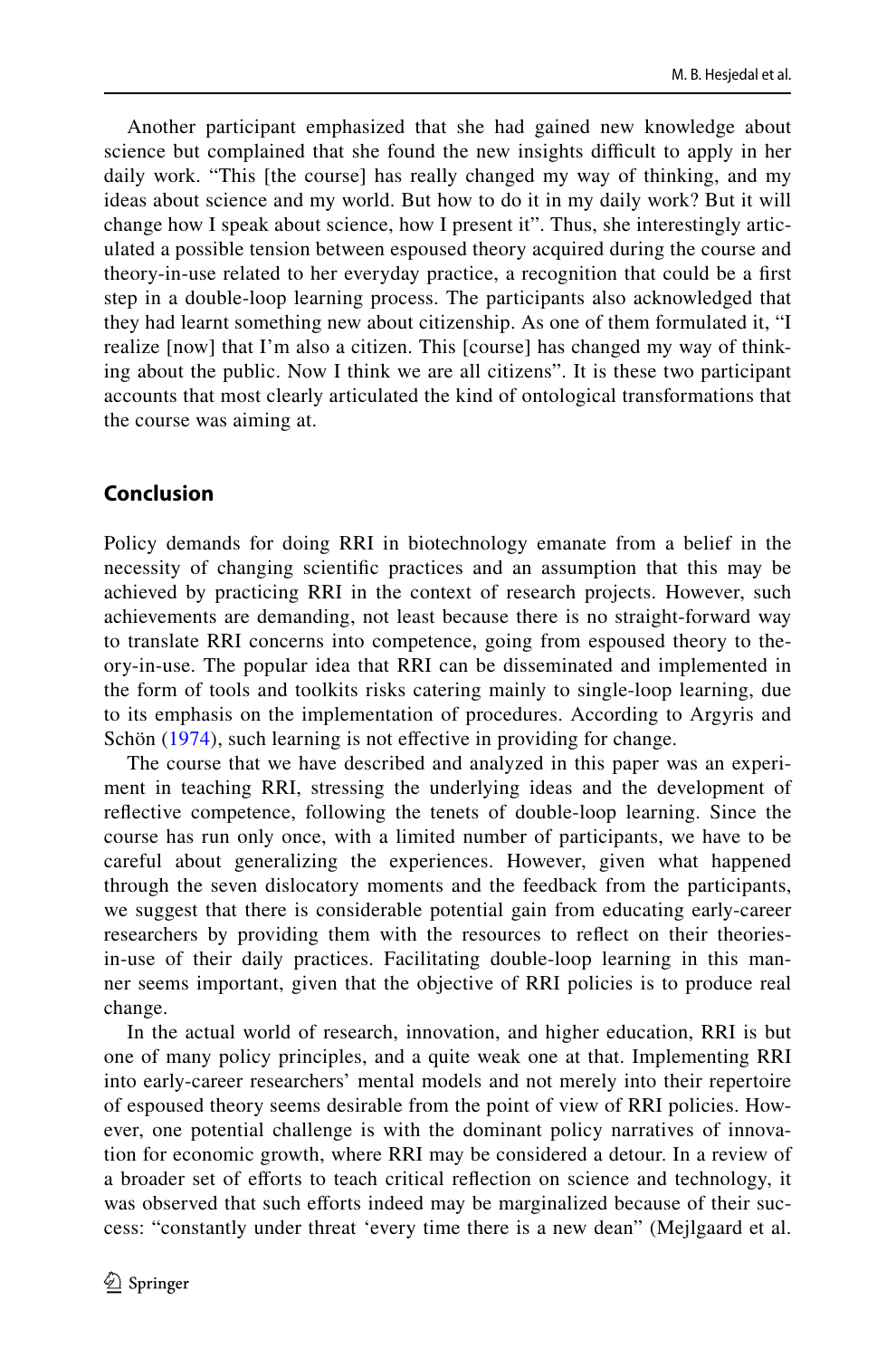Another participant emphasized that she had gained new knowledge about science but complained that she found the new insights difficult to apply in her daily work. "This [the course] has really changed my way of thinking, and my ideas about science and my world. But how to do it in my daily work? But it will change how I speak about science, how I present it". Thus, she interestingly articulated a possible tension between espoused theory acquired during the course and theory-in-use related to her everyday practice, a recognition that could be a first step in a double-loop learning process. The participants also acknowledged that they had learnt something new about citizenship. As one of them formulated it, "I realize [now] that I'm also a citizen. This [course] has changed my way of thinking about the public. Now I think we are all citizens". It is these two participant accounts that most clearly articulated the kind of ontological transformations that the course was aiming at.

## Conclusion

Policy demands for doing RRI in biotechnology emanate from a belief in the necessity of changing scientific practices and an assumption that this may be achieved by practicing RRI in the context of research projects. However, such achievements are demanding, not least because there is no straight-forward way to translate RRI concerns into competence, going from espoused theory to theory-in-use. The popular idea that RRI can be disseminated and implemented in the form of tools and toolkits risks catering mainly to single-loop learning, due to its emphasis on the implementation of procedures. According to Argyris and Schön (1974), such learning is not effective in providing for change.

The course that we have described and analyzed in this paper was an experiment in teaching RRI, stressing the underlying ideas and the development of reflective competence, following the tenets of double-loop learning. Since the course has run only once, with a limited number of participants, we have to be careful about generalizing the experiences. However, given what happened through the seven dislocatory moments and the feedback from the participants, we suggest that there is considerable potential gain from educating early-career researchers by providing them with the resources to reflect on their theories-in-use of their daily practices. Facilitating double-loop learning in this manner seems important, given that the objective of RRI policies is to produce real change.

In the actual world of research, innovation, and higher education, RRI is but one of many policy principles, and a quite weak one at that. Implementing RRI into early-career researchers' mental models and not merely into their repertoire of espoused theory seems desirable from the point of view of RRI policies. However, one potential challenge is with the dominant policy narratives of innovation for economic growth, where RRI may be considered a detour. In a review of a broader set of efforts to teach critical reflection on science and technology, it was observed that such efforts indeed may be marginalized because of their success: "constantly under threat 'every time there is a new dean" (Mejlgaard et al.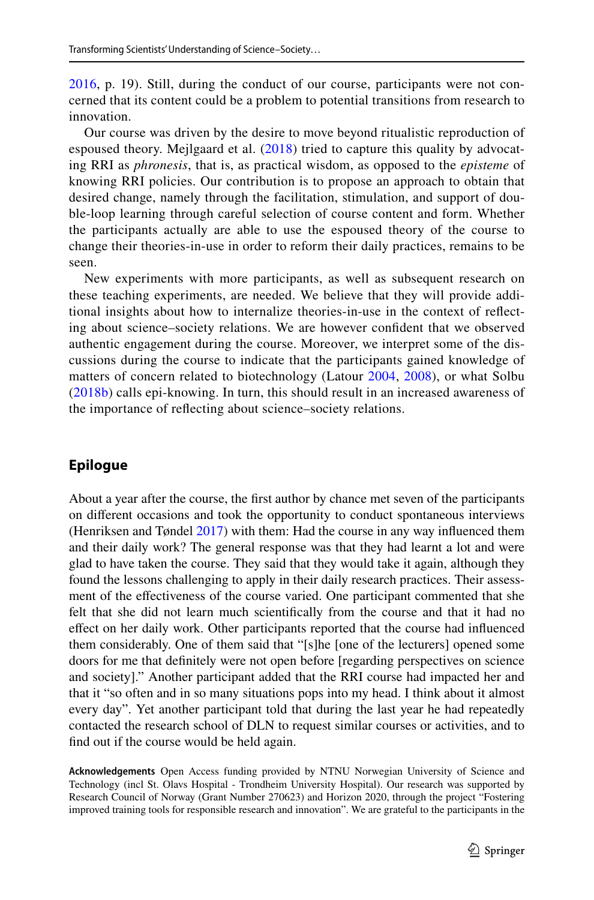2016, p. 19). Still, during the conduct of our course, participants were not concerned that its content could be a problem to potential transitions from research to innovation.

Our course was driven by the desire to move beyond ritualistic reproduction of espoused theory. Mejlgaard et al. (2018) tried to capture this quality by advocating RRI as *phronesis*, that is, as practical wisdom, as opposed to the *episteme* of knowing RRI policies. Our contribution is to propose an approach to obtain that desired change, namely through the facilitation, stimulation, and support of double-loop learning through careful selection of course content and form. Whether the participants actually are able to use the espoused theory of the course to change their theories-in-use in order to reform their daily practices, remains to be seen.

New experiments with more participants, as well as subsequent research on these teaching experiments, are needed. We believe that they will provide additional insights about how to internalize theories-in-use in the context of reflecting about science–society relations. We are however confident that we observed authentic engagement during the course. Moreover, we interpret some of the discussions during the course to indicate that the participants gained knowledge of matters of concern related to biotechnology (Latour 2004, 2008), or what Solbu (2018b) calls epi-knowing. In turn, this should result in an increased awareness of the importance of reflecting about science–society relations.

## Epilogue

About a year after the course, the first author by chance met seven of the participants on different occasions and took the opportunity to conduct spontaneous interviews (Henriksen and Tøndel 2017) with them: Had the course in any way influenced them and their daily work? The general response was that they had learnt a lot and were glad to have taken the course. They said that they would take it again, although they found the lessons challenging to apply in their daily research practices. Their assessment of the effectiveness of the course varied. One participant commented that she felt that she did not learn much scientifically from the course and that it had no effect on her daily work. Other participants reported that the course had influenced them considerably. One of them said that "[s]he [one of the lecturers] opened some doors for me that definitely were not open before [regarding perspectives on science and society]." Another participant added that the RRI course had impacted her and that it "so often and in so many situations pops into my head. I think about it almost every day". Yet another participant told that during the last year he had repeatedly contacted the research school of DLN to request similar courses or activities, and to find out if the course would be held again.

**Acknowledgements** Open Access funding provided by NTNU Norwegian University of Science and Technology (incl St. Olavs Hospital - Trondheim University Hospital). Our research was supported by Research Council of Norway (Grant Number 270623) and Horizon 2020, through the project "Fostering improved training tools for responsible research and innovation". We are grateful to the participants in the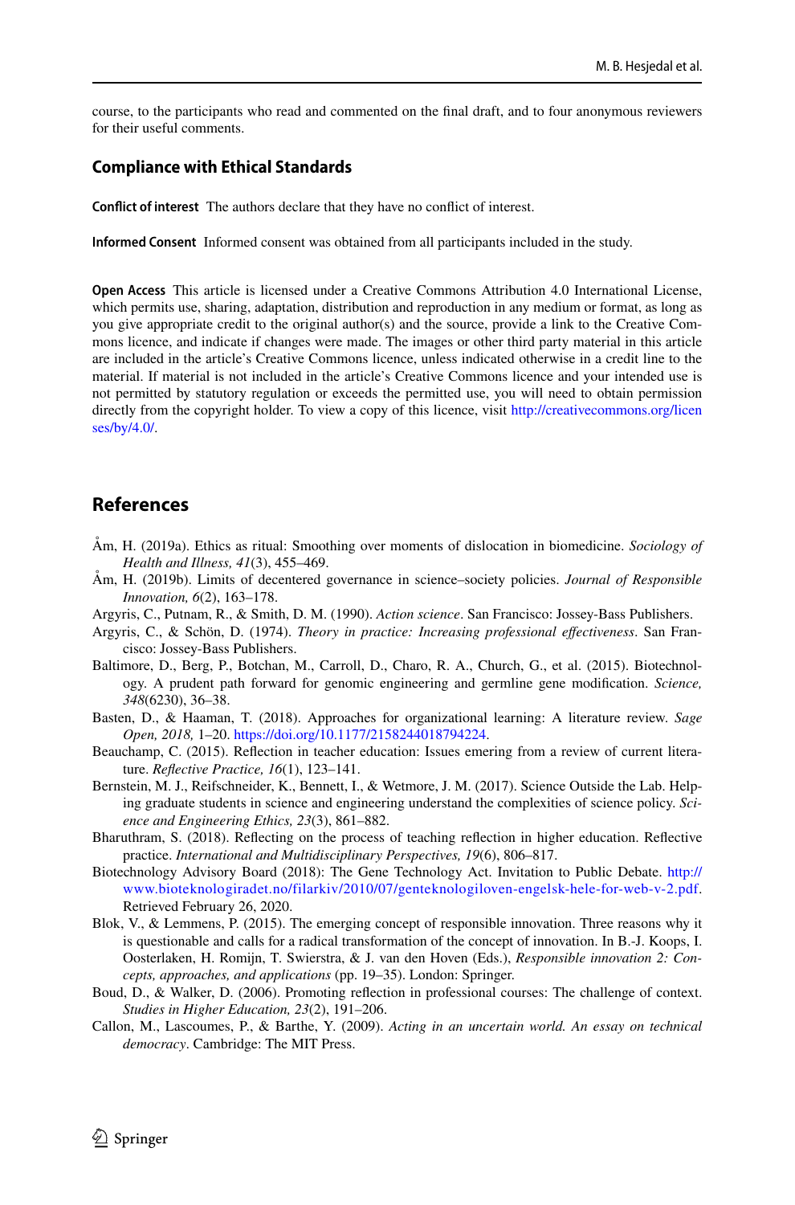course, to the participants who read and commented on the final draft, and to four anonymous reviewers for their useful comments.

## Compliance with Ethical Standards

**Conflict of interest** The authors declare that they have no conflict of interest.

**Informed Consent** Informed consent was obtained from all participants included in the study.

**Open Access** This article is licensed under a Creative Commons Attribution 4.0 International License, which permits use, sharing, adaptation, distribution and reproduction in any medium or format, as long as you give appropriate credit to the original author(s) and the source, provide a link to the Creative Commons licence, and indicate if changes were made. The images or other third party material in this article are included in the article's Creative Commons licence, unless indicated otherwise in a credit line to the material. If material is not included in the article's Creative Commons licence and your intended use is not permitted by statutory regulation or exceeds the permitted use, you will need to obtain permission directly from the copyright holder. To view a copy of this licence, visit http://creativecommons.org/licenses/by/4.0/.

## References

Åm, H. (2019a). Ethics as ritual: Smoothing over moments of dislocation in biomedicine. *Sociology of Health and Illness, 41*(3), 455–469.

Åm, H. (2019b). Limits of decentered governance in science–society policies. *Journal of Responsible Innovation, 6*(2), 163–178.

Argyris, C., Putnam, R., & Smith, D. M. (1990). *Action science*. San Francisco: Jossey-Bass Publishers.

Argyris, C., & Schön, D. (1974). *Theory in practice: Increasing professional effectiveness*. San Francisco: Jossey-Bass Publishers.

Baltimore, D., Berg, P., Botchan, M., Carroll, D., Charo, R. A., Church, G., et al. (2015). Biotechnology. A prudent path forward for genomic engineering and germline gene modification. *Science, 348*(6230), 36–38.

Basten, D., & Haaman, T. (2018). Approaches for organizational learning: A literature review. *Sage Open, 2018,* 1–20. https://doi.org/10.1177/2158244018794224.

Beauchamp, C. (2015). Reflection in teacher education: Issues emering from a review of current literature. *Reflective Practice, 16*(1), 123–141.

Bernstein, M. J., Reifschneider, K., Bennett, I., & Wetmore, J. M. (2017). Science Outside the Lab. Helping graduate students in science and engineering understand the complexities of science policy. *Science and Engineering Ethics, 23*(3), 861–882.

Bharuthram, S. (2018). Reflecting on the process of teaching reflection in higher education. Reflective practice. *International and Multidisciplinary Perspectives, 19*(6), 806–817.

Biotechnology Advisory Board (2018): The Gene Technology Act. Invitation to Public Debate. http://www.bioteknologiradet.no/filarkiv/2010/07/genteknologiloven-engelsk-hele-for-web-v-2.pdf. Retrieved February 26, 2020.

Blok, V., & Lemmens, P. (2015). The emerging concept of responsible innovation. Three reasons why it is questionable and calls for a radical transformation of the concept of innovation. In B.-J. Koops, I. Oosterlaken, H. Romijn, T. Swierstra, & J. van den Hoven (Eds.), *Responsible innovation 2: Concepts, approaches, and applications* (pp. 19–35). London: Springer.

Boud, D., & Walker, D. (2006). Promoting reflection in professional courses: The challenge of context. *Studies in Higher Education, 23*(2), 191–206.

Callon, M., Lascoumes, P., & Barthe, Y. (2009). *Acting in an uncertain world. An essay on technical democracy*. Cambridge: The MIT Press.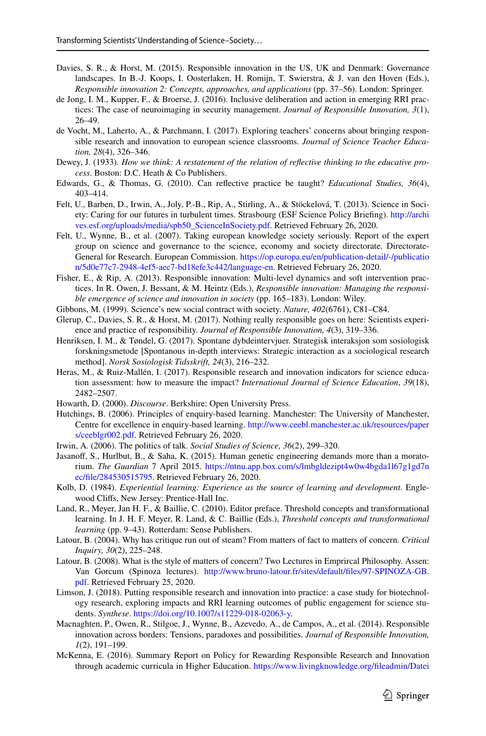Davies, S. R., & Horst, M. (2015). Responsible innovation in the US, UK and Denmark: Governance landscapes. In B.-J. Koops, I. Oosterlaken, H. Romijn, T. Swierstra, & J. van den Hoven (Eds.), *Responsible innovation 2: Concepts, approaches, and applications* (pp. 37–56). London: Springer.

de Jong, I. M., Kupper, F., & Broerse, J. (2016). Inclusive deliberation and action in emerging RRI practices: The case of neuroimaging in security management. *Journal of Responsible Innovation, 3*(1), 26–49.

de Vocht, M., Laherto, A., & Parchmann, I. (2017). Exploring teachers' concerns about bringing responsible research and innovation to european science classrooms. *Journal of Science Teacher Education, 28*(4), 326–346.

Dewey, J. (1933). *How we think: A restatement of the relation of reflective thinking to the educative process*. Boston: D.C. Heath & Co Publishers.

Edwards, G., & Thomas, G. (2010). Can reflective practice be taught? *Educational Studies, 36*(4), 403–414.

Felt, U., Barben, D., Irwin, A., Joly, P.-B., Rip, A., Stirling, A., & Stöckelová, T. (2013). Science in Society: Caring for our futures in turbulent times. Strasbourg (ESF Science Policy Briefing). http://archives.esf.org/uploads/media/spb50_ScienceInSociety.pdf. Retrieved February 26, 2020.

Felt, U., Wynne, B., et al. (2007). Taking european knowledge society seriously. Report of the expert group on science and governance to the science, economy and society directorate. Directorate-General for Research. European Commission. https://op.europa.eu/en/publication-detail/-/publication/5d0e77c7-2948-4ef5-aec7-bd18efe3c442/language-en. Retrieved February 26, 2020.

Fisher, E., & Rip, A. (2013). Responsible innovation: Multi-level dynamics and soft intervention practices. In R. Owen, J. Bessant, & M. Heintz (Eds.), *Responsible innovation: Managing the responsible emergence of science and innovation in society* (pp. 165–183). London: Wiley.

Gibbons, M. (1999). Science's new social contract with society. *Nature, 402*(6761), C81–C84.

Glerup, C., Davies, S. R., & Horst, M. (2017). Nothing really responsible goes on here: Scientists experience and practice of responsibility. *Journal of Responsible Innovation, 4*(3), 319–336.

Henriksen, I. M., & Tøndel, G. (2017). Spontane dybdeintervjuer. Strategisk interaksjon som sosiologisk forskningsmetode [Spontanous in-depth interviews: Strategic interaction as a sociological research method]. *Norsk Sosiologisk Tidsskrift, 24*(3), 216–232.

Heras, M., & Ruiz-Mallén, I. (2017). Responsible research and innovation indicators for science education assessment: how to measure the impact? *International Journal of Science Education*, *39*(18), 2482–2507.

Howarth, D. (2000). *Discourse*. Berkshire: Open University Press.

Hutchings, B. (2006). Principles of enquiry-based learning. Manchester: The University of Manchester, Centre for excellence in enquiry-based learning. http://www.ceebl.manchester.ac.uk/resources/papers/ceeblgr002.pdf. Retrieved February 26, 2020.

Irwin, A. (2006). The politics of talk. *Social Studies of Science, 36*(2), 299–320.

Jasanoff, S., Hurlbut, B., & Saha, K. (2015). Human genetic engineering demands more than a moratorium. *The Guardian* 7 April 2015. https://ntnu.app.box.com/s/lmbgldezipt4w0w4bgda1l67g1gd7nec/file/284530515795. Retrieved February 26, 2020.

Kolb, D. (1984). *Experiential learning: Experience as the source of learning and development*. Englewood Cliffs, New Jersey: Prentice-Hall Inc.

Land, R., Meyer, Jan H. F., & Baillie, C. (2010). Editor preface. Threshold concepts and transformational learning. In J. H. F. Meyer, R. Land, & C. Baillie (Eds.), *Threshold concepts and transformational learning* (pp. 9–43). Rotterdam: Sense Publishers.

Latour, B. (2004). Why has critique run out of steam? From matters of fact to matters of concern. *Critical Inquiry, 30*(2), 225–248.

Latour, B. (2008). What is the style of matters of concern? Two Lectures in Emprircal Philosophy. Assen: Van Gorcum (Spinoza lectures). http://www.bruno-latour.fr/sites/default/files/97-SPINOZA-GB.pdf. Retrieved February 25, 2020.

Limson, J. (2018). Putting responsible research and innovation into practice: a case study for biotechnology research, exploring impacts and RRI learning outcomes of public engagement for science students. *Synthese*. https://doi.org/10.1007/s11229-018-02063-y.

Macnaghten, P., Owen, R., Stilgoe, J., Wynne, B., Azevedo, A., de Campos, A., et al. (2014). Responsible innovation across borders: Tensions, paradoxes and possibilities. *Journal of Responsible Innovation, 1*(2), 191–199.

McKenna, E. (2016). Summary Report on Policy for Rewarding Responsible Research and Innovation through academic curricula in Higher Education. https://www.livingknowledge.org/fileadmin/Datei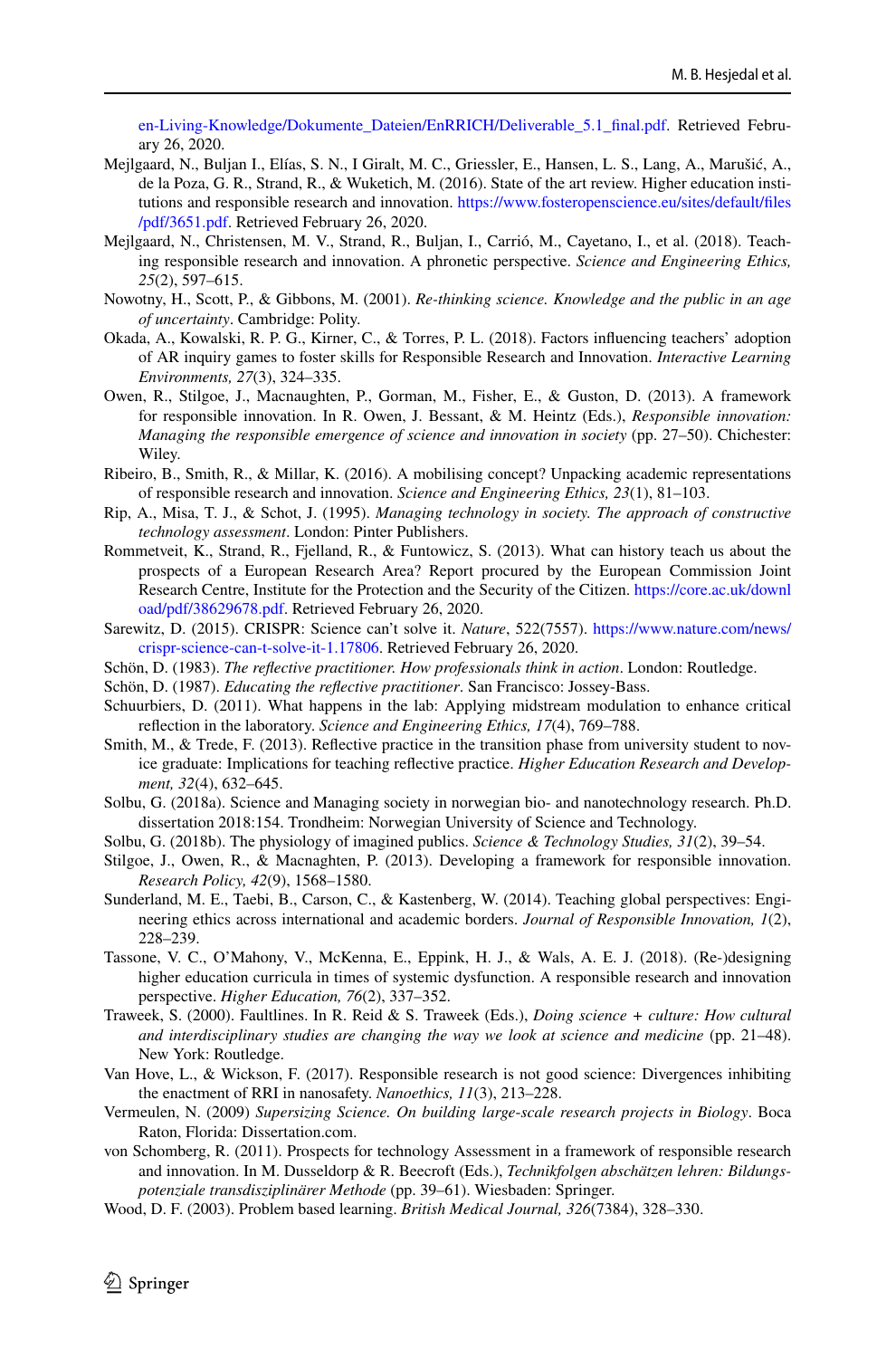en-Living-Knowledge/Dokumente_Dateien/EnRRICH/Deliverable_5.1_final.pdf. Retrieved February 26, 2020.

Mejlgaard, N., Buljan I., Elías, S. N., I Giralt, M. C., Griessler, E., Hansen, L. S., Lang, A., Marušić, A., de la Poza, G. R., Strand, R., & Wuketich, M. (2016). State of the art review. Higher education institutions and responsible research and innovation. https://www.fosteropenscience.eu/sites/default/files/pdf/3651.pdf. Retrieved February 26, 2020.

Mejlgaard, N., Christensen, M. V., Strand, R., Buljan, I., Carrió, M., Cayetano, I., et al. (2018). Teaching responsible research and innovation. A phronetic perspective. *Science and Engineering Ethics, 25*(2), 597–615.

Nowotny, H., Scott, P., & Gibbons, M. (2001). *Re-thinking science. Knowledge and the public in an age of uncertainty*. Cambridge: Polity.

Okada, A., Kowalski, R. P. G., Kirner, C., & Torres, P. L. (2018). Factors influencing teachers' adoption of AR inquiry games to foster skills for Responsible Research and Innovation. *Interactive Learning Environments, 27*(3), 324–335.

Owen, R., Stilgoe, J., Macnaughten, P., Gorman, M., Fisher, E., & Guston, D. (2013). A framework for responsible innovation. In R. Owen, J. Bessant, & M. Heintz (Eds.), *Responsible innovation: Managing the responsible emergence of science and innovation in society* (pp. 27–50). Chichester: Wiley.

Ribeiro, B., Smith, R., & Millar, K. (2016). A mobilising concept? Unpacking academic representations of responsible research and innovation. *Science and Engineering Ethics, 23*(1), 81–103.

Rip, A., Misa, T. J., & Schot, J. (1995). *Managing technology in society. The approach of constructive technology assessment*. London: Pinter Publishers.

Rommetveit, K., Strand, R., Fjelland, R., & Funtowicz, S. (2013). What can history teach us about the prospects of a European Research Area? Report procured by the European Commission Joint Research Centre, Institute for the Protection and the Security of the Citizen. https://core.ac.uk/download/pdf/38629678.pdf. Retrieved February 26, 2020.

Sarewitz, D. (2015). CRISPR: Science can't solve it. *Nature*, 522(7557). https://www.nature.com/news/crispr-science-can-t-solve-it-1.17806. Retrieved February 26, 2020.

Schön, D. (1983). *The reflective practitioner. How professionals think in action*. London: Routledge.

Schön, D. (1987). *Educating the reflective practitioner*. San Francisco: Jossey-Bass.

Schuurbiers, D. (2011). What happens in the lab: Applying midstream modulation to enhance critical reflection in the laboratory. *Science and Engineering Ethics, 17*(4), 769–788.

Smith, M., & Trede, F. (2013). Reflective practice in the transition phase from university student to novice graduate: Implications for teaching reflective practice. *Higher Education Research and Development, 32*(4), 632–645.

Solbu, G. (2018a). Science and Managing society in norwegian bio- and nanotechnology research. Ph.D. dissertation 2018:154. Trondheim: Norwegian University of Science and Technology.

Solbu, G. (2018b). The physiology of imagined publics. *Science & Technology Studies, 31*(2), 39–54.

Stilgoe, J., Owen, R., & Macnaghten, P. (2013). Developing a framework for responsible innovation. *Research Policy, 42*(9), 1568–1580.

Sunderland, M. E., Taebi, B., Carson, C., & Kastenberg, W. (2014). Teaching global perspectives: Engineering ethics across international and academic borders. *Journal of Responsible Innovation, 1*(2), 228–239.

Tassone, V. C., O'Mahony, V., McKenna, E., Eppink, H. J., & Wals, A. E. J. (2018). (Re-)designing higher education curricula in times of systemic dysfunction. A responsible research and innovation perspective. *Higher Education, 76*(2), 337–352.

Traweek, S. (2000). Faultlines. In R. Reid & S. Traweek (Eds.), *Doing science + culture: How cultural and interdisciplinary studies are changing the way we look at science and medicine* (pp. 21–48). New York: Routledge.

Van Hove, L., & Wickson, F. (2017). Responsible research is not good science: Divergences inhibiting the enactment of RRI in nanosafety. *Nanoethics, 11*(3), 213–228.

Vermeulen, N. (2009) *Supersizing Science. On building large-scale research projects in Biology*. Boca Raton, Florida: Dissertation.com.

von Schomberg, R. (2011). Prospects for technology Assessment in a framework of responsible research and innovation. In M. Dusseldorp & R. Beecroft (Eds.), *Technikfolgen abschätzen lehren: Bildungspotenziale transdisziplinärer Methode* (pp. 39–61). Wiesbaden: Springer.

Wood, D. F. (2003). Problem based learning. *British Medical Journal, 326*(7384), 328–330.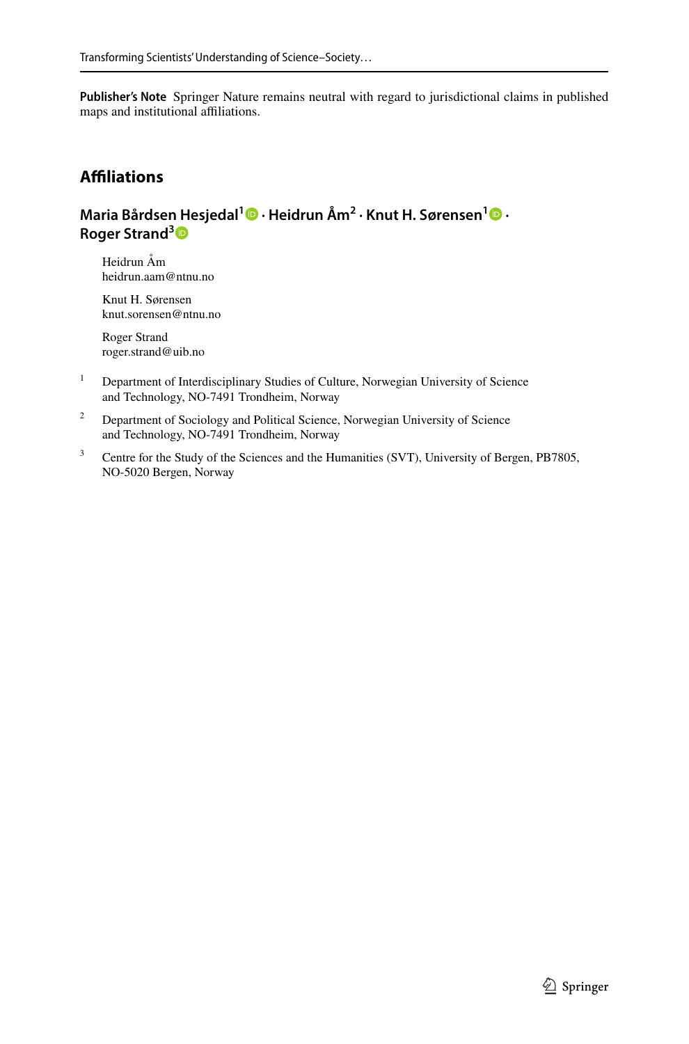**Publisher's Note** Springer Nature remains neutral with regard to jurisdictional claims in published maps and institutional affiliations.

## Affiliations

**Maria Bårdsen Hesjedal[1] · Heidrun Åm[2] · Knut H. Sørensen[1] · Roger Strand[3]**

Heidrun Åm
heidrun.aam@ntnu.no

Knut H. Sørensen
knut.sorensen@ntnu.no

Roger Strand
roger.strand@uib.no

[1] Department of Interdisciplinary Studies of Culture, Norwegian University of Science and Technology, NO-7491 Trondheim, Norway

[2] Department of Sociology and Political Science, Norwegian University of Science and Technology, NO-7491 Trondheim, Norway

[3] Centre for the Study of the Sciences and the Humanities (SVT), University of Bergen, PB7805, NO-5020 Bergen, Norway